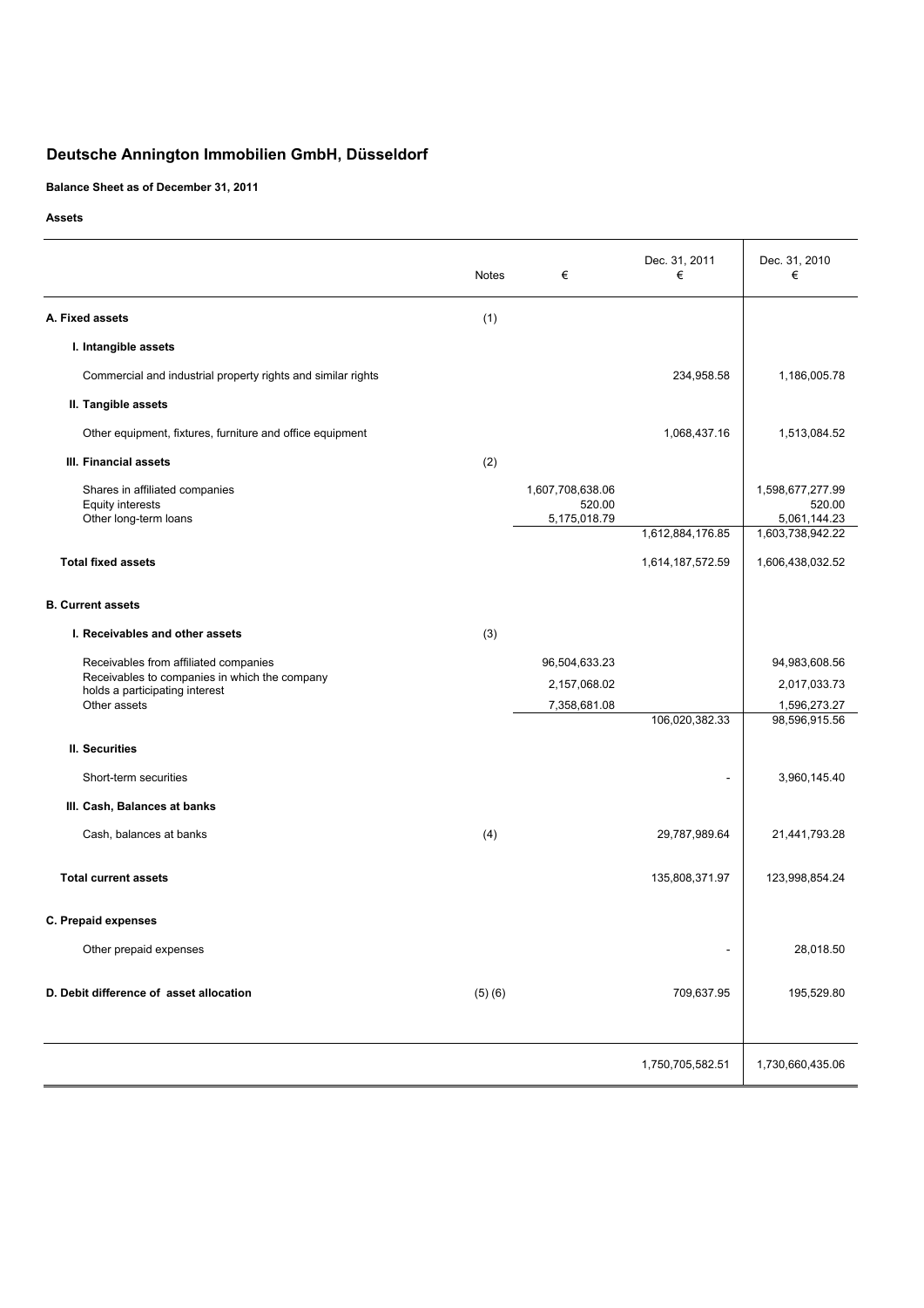# Deutsche Annington Immobilien GmbH, Düsseldorf

**Balance Sheet as of December 31, 2011**

**Assets**

| | Notes | € | Dec. 31, 2011 € | Dec. 31, 2010 € |
|---|---|---|---|---|
| **A. Fixed assets** | (1) | | | |
| **I. Intangible assets** | | | | |
| Commercial and industrial property rights and similar rights | | | 234,958.58 | 1,186,005.78 |
| **II. Tangible assets** | | | | |
| Other equipment, fixtures, furniture and office equipment | | | 1,068,437.16 | 1,513,084.52 |
| **III. Financial assets** | (2) | | | |
| Shares in affiliated companies | | 1,607,708,638.06 | | 1,598,677,277.99 |
| Equity interests | | 520.00 | | 520.00 |
| Other long-term loans | | 5,175,018.79 | | 5,061,144.23 |
| | | | 1,612,884,176.85 | 1,603,738,942.22 |
| **Total fixed assets** | | | 1,614,187,572.59 | 1,606,438,032.52 |
| **B. Current assets** | | | | |
| **I. Receivables and other assets** | (3) | | | |
| Receivables from affiliated companies | | 96,504,633.23 | | 94,983,608.56 |
| Receivables to companies in which the company holds a participating interest | | 2,157,068.02 | | 2,017,033.73 |
| Other assets | | 7,358,681.08 | | 1,596,273.27 |
| | | | 106,020,382.33 | 98,596,915.56 |
| **II. Securities** | | | | |
| Short-term securities | | | - | 3,960,145.40 |
| **III. Cash, Balances at banks** | | | | |
| Cash, balances at banks | (4) | | 29,787,989.64 | 21,441,793.28 |
| **Total current assets** | | | 135,808,371.97 | 123,998,854.24 |
| **C. Prepaid expenses** | | | | |
| Other prepaid expenses | | | - | 28,018.50 |
| **D. Debit difference of asset allocation** | (5) (6) | | 709,637.95 | 195,529.80 |
| | | | 1,750,705,582.51 | 1,730,660,435.06 |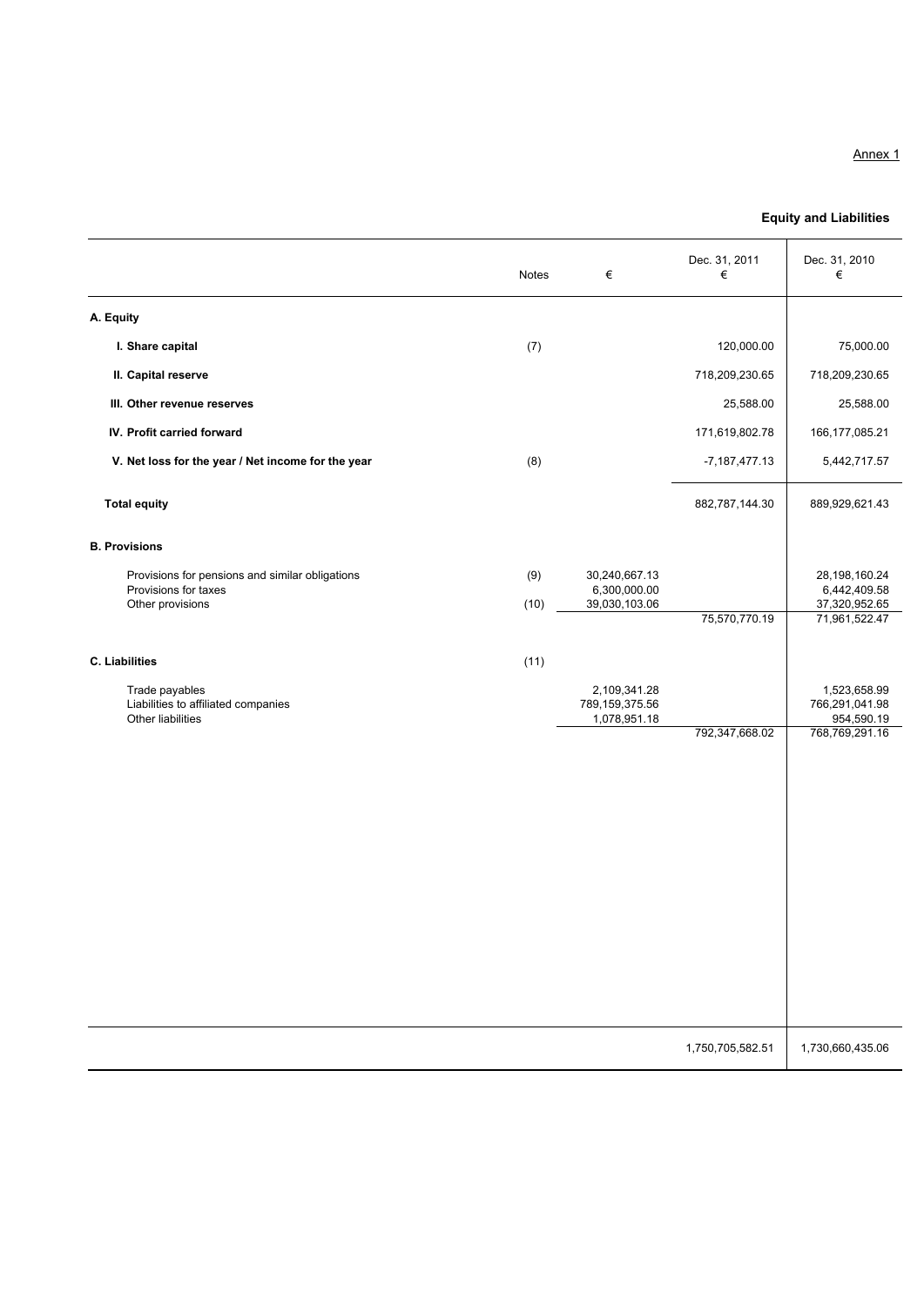Annex 1

## Equity and Liabilities

| | Notes | € | Dec. 31, 2011 € | Dec. 31, 2010 € |
|---|---|---|---|---|
| **A. Equity** | | | | |
| **I. Share capital** | (7) | | 120,000.00 | 75,000.00 |
| **II. Capital reserve** | | | 718,209,230.65 | 718,209,230.65 |
| **III. Other revenue reserves** | | | 25,588.00 | 25,588.00 |
| **IV. Profit carried forward** | | | 171,619,802.78 | 166,177,085.21 |
| **V. Net loss for the year / Net income for the year** | (8) | | -7,187,477.13 | 5,442,717.57 |
| **Total equity** | | | 882,787,144.30 | 889,929,621.43 |
| **B. Provisions** | | | | |
| Provisions for pensions and similar obligations | (9) | 30,240,667.13 | | 28,198,160.24 |
| Provisions for taxes | | 6,300,000.00 | | 6,442,409.58 |
| Other provisions | (10) | 39,030,103.06 | | 37,320,952.65 |
| | | | 75,570,770.19 | 71,961,522.47 |
| **C. Liabilities** | (11) | | | |
| Trade payables | | 2,109,341.28 | | 1,523,658.99 |
| Liabilities to affiliated companies | | 789,159,375.56 | | 766,291,041.98 |
| Other liabilities | | 1,078,951.18 | | 954,590.19 |
| | | | 792,347,668.02 | 768,769,291.16 |
| | | | 1,750,705,582.51 | 1,730,660,435.06 |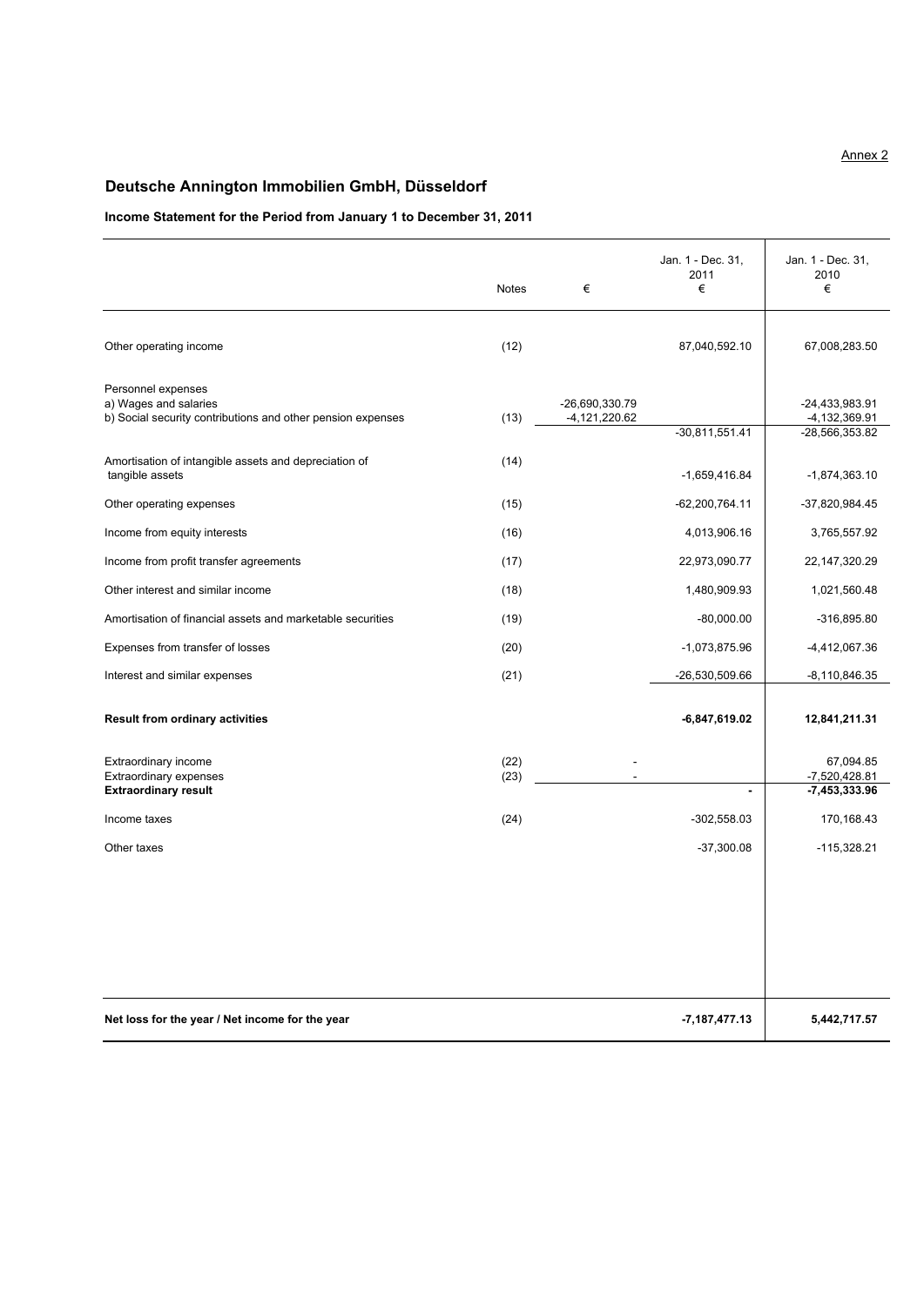Annex 2

# Deutsche Annington Immobilien GmbH, Düsseldorf

## Income Statement for the Period from January 1 to December 31, 2011

| | Notes | € | Jan. 1 - Dec. 31, 2011 € | Jan. 1 - Dec. 31, 2010 € |
|---|---|---|---|---|
| Other operating income | (12) | | 87,040,592.10 | 67,008,283.50 |
| Personnel expenses | | | | |
| a) Wages and salaries | | -26,690,330.79 | | -24,433,983.91 |
| b) Social security contributions and other pension expenses | (13) | -4,121,220.62 | | -4,132,369.91 |
| | | | -30,811,551.41 | -28,566,353.82 |
| Amortisation of intangible assets and depreciation of tangible assets | (14) | | -1,659,416.84 | -1,874,363.10 |
| Other operating expenses | (15) | | -62,200,764.11 | -37,820,984.45 |
| Income from equity interests | (16) | | 4,013,906.16 | 3,765,557.92 |
| Income from profit transfer agreements | (17) | | 22,973,090.77 | 22,147,320.29 |
| Other interest and similar income | (18) | | 1,480,909.93 | 1,021,560.48 |
| Amortisation of financial assets and marketable securities | (19) | | -80,000.00 | -316,895.80 |
| Expenses from transfer of losses | (20) | | -1,073,875.96 | -4,412,067.36 |
| Interest and similar expenses | (21) | | -26,530,509.66 | -8,110,846.35 |
| **Result from ordinary activities** | | | **-6,847,619.02** | **12,841,211.31** |
| Extraordinary income | (22) | - | | 67,094.85 |
| Extraordinary expenses | (23) | - | | -7,520,428.81 |
| **Extraordinary result** | | | **-** | **-7,453,333.96** |
| Income taxes | (24) | | -302,558.03 | 170,168.43 |
| Other taxes | | | -37,300.08 | -115,328.21 |
| **Net loss for the year / Net income for the year** | | | **-7,187,477.13** | **5,442,717.57** |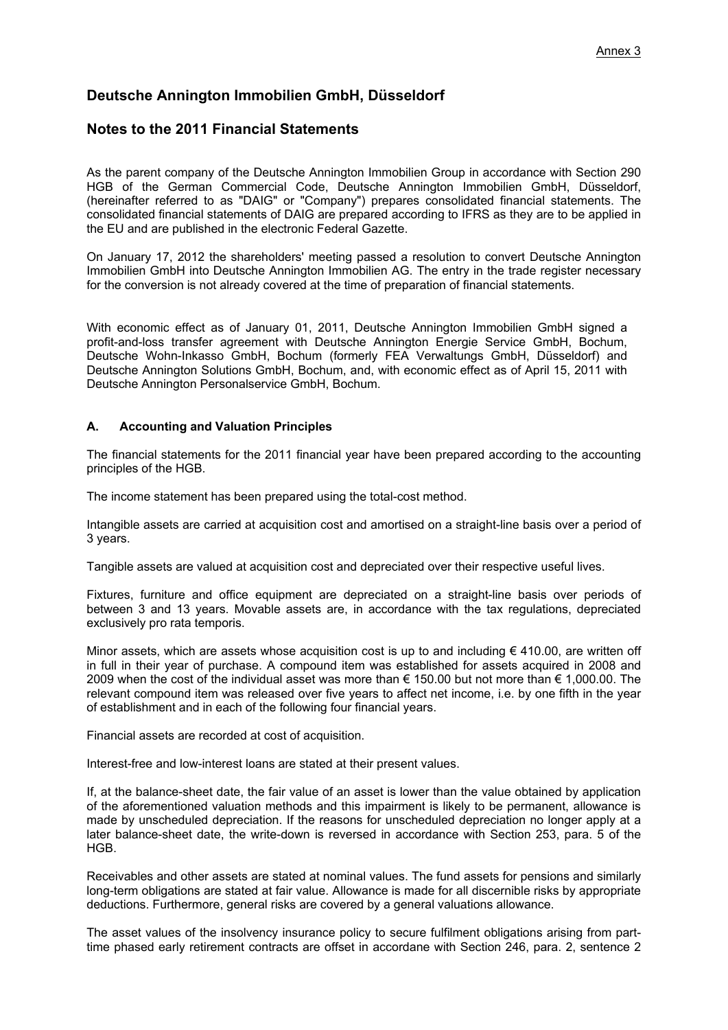Annex 3

# Deutsche Annington Immobilien GmbH, Düsseldorf

## Notes to the 2011 Financial Statements

As the parent company of the Deutsche Annington Immobilien Group in accordance with Section 290 HGB of the German Commercial Code, Deutsche Annington Immobilien GmbH, Düsseldorf, (hereinafter referred to as "DAIG" or "Company") prepares consolidated financial statements. The consolidated financial statements of DAIG are prepared according to IFRS as they are to be applied in the EU and are published in the electronic Federal Gazette.

On January 17, 2012 the shareholders' meeting passed a resolution to convert Deutsche Annington Immobilien GmbH into Deutsche Annington Immobilien AG. The entry in the trade register necessary for the conversion is not already covered at the time of preparation of financial statements.

With economic effect as of January 01, 2011, Deutsche Annington Immobilien GmbH signed a profit-and-loss transfer agreement with Deutsche Annington Energie Service GmbH, Bochum, Deutsche Wohn-Inkasso GmbH, Bochum (formerly FEA Verwaltungs GmbH, Düsseldorf) and Deutsche Annington Solutions GmbH, Bochum, and, with economic effect as of April 15, 2011 with Deutsche Annington Personalservice GmbH, Bochum.

### A. Accounting and Valuation Principles

The financial statements for the 2011 financial year have been prepared according to the accounting principles of the HGB.

The income statement has been prepared using the total-cost method.

Intangible assets are carried at acquisition cost and amortised on a straight-line basis over a period of 3 years.

Tangible assets are valued at acquisition cost and depreciated over their respective useful lives.

Fixtures, furniture and office equipment are depreciated on a straight-line basis over periods of between 3 and 13 years. Movable assets are, in accordance with the tax regulations, depreciated exclusively pro rata temporis.

Minor assets, which are assets whose acquisition cost is up to and including € 410.00, are written off in full in their year of purchase. A compound item was established for assets acquired in 2008 and 2009 when the cost of the individual asset was more than € 150.00 but not more than € 1,000.00. The relevant compound item was released over five years to affect net income, i.e. by one fifth in the year of establishment and in each of the following four financial years.

Financial assets are recorded at cost of acquisition.

Interest-free and low-interest loans are stated at their present values.

If, at the balance-sheet date, the fair value of an asset is lower than the value obtained by application of the aforementioned valuation methods and this impairment is likely to be permanent, allowance is made by unscheduled depreciation. If the reasons for unscheduled depreciation no longer apply at a later balance-sheet date, the write-down is reversed in accordance with Section 253, para. 5 of the HGB.

Receivables and other assets are stated at nominal values. The fund assets for pensions and similarly long-term obligations are stated at fair value. Allowance is made for all discernible risks by appropriate deductions. Furthermore, general risks are covered by a general valuations allowance.

The asset values of the insolvency insurance policy to secure fulfilment obligations arising from part-time phased early retirement contracts are offset in accordane with Section 246, para. 2, sentence 2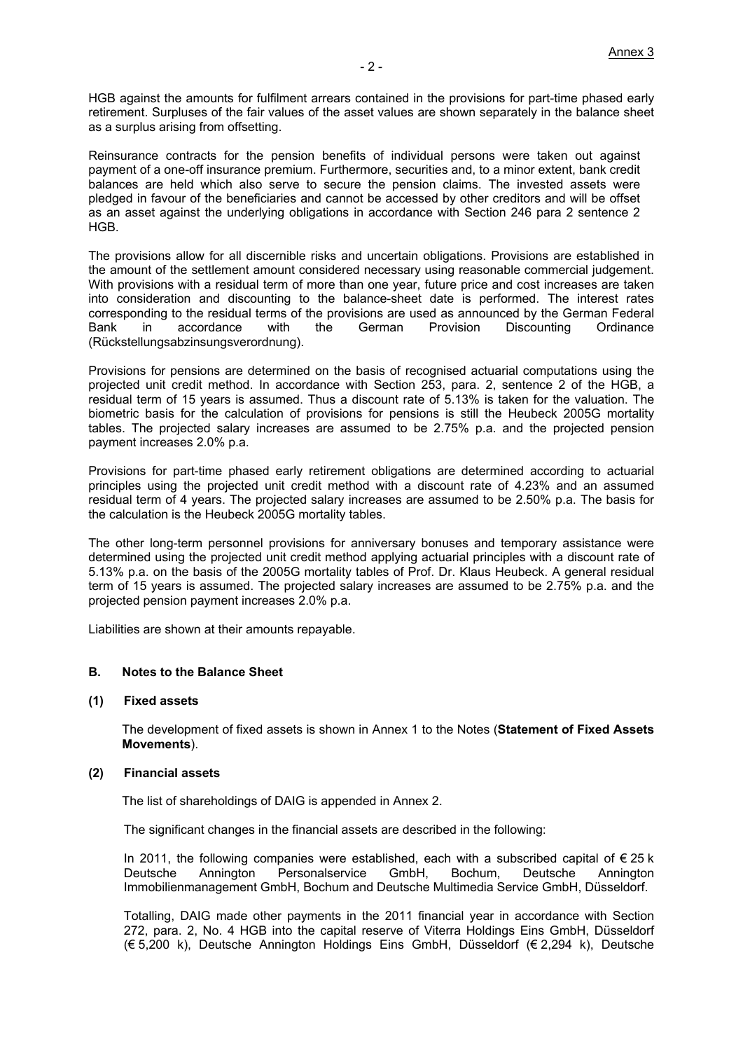HGB against the amounts for fulfilment arrears contained in the provisions for part-time phased early retirement. Surpluses of the fair values of the asset values are shown separately in the balance sheet as a surplus arising from offsetting.

Reinsurance contracts for the pension benefits of individual persons were taken out against payment of a one-off insurance premium. Furthermore, securities and, to a minor extent, bank credit balances are held which also serve to secure the pension claims. The invested assets were pledged in favour of the beneficiaries and cannot be accessed by other creditors and will be offset as an asset against the underlying obligations in accordance with Section 246 para 2 sentence 2 HGB.

The provisions allow for all discernible risks and uncertain obligations. Provisions are established in the amount of the settlement amount considered necessary using reasonable commercial judgement. With provisions with a residual term of more than one year, future price and cost increases are taken into consideration and discounting to the balance-sheet date is performed. The interest rates corresponding to the residual terms of the provisions are used as announced by the German Federal Bank in accordance with the German Provision Discounting Ordinance (Rückstellungsabzinsungsverordnung).

Provisions for pensions are determined on the basis of recognised actuarial computations using the projected unit credit method. In accordance with Section 253, para. 2, sentence 2 of the HGB, a residual term of 15 years is assumed. Thus a discount rate of 5.13% is taken for the valuation. The biometric basis for the calculation of provisions for pensions is still the Heubeck 2005G mortality tables. The projected salary increases are assumed to be 2.75% p.a. and the projected pension payment increases 2.0% p.a.

Provisions for part-time phased early retirement obligations are determined according to actuarial principles using the projected unit credit method with a discount rate of 4.23% and an assumed residual term of 4 years. The projected salary increases are assumed to be 2.50% p.a. The basis for the calculation is the Heubeck 2005G mortality tables.

The other long-term personnel provisions for anniversary bonuses and temporary assistance were determined using the projected unit credit method applying actuarial principles with a discount rate of 5.13% p.a. on the basis of the 2005G mortality tables of Prof. Dr. Klaus Heubeck. A general residual term of 15 years is assumed. The projected salary increases are assumed to be 2.75% p.a. and the projected pension payment increases 2.0% p.a.

Liabilities are shown at their amounts repayable.

## B. Notes to the Balance Sheet

### (1) Fixed assets

The development of fixed assets is shown in Annex 1 to the Notes (**Statement of Fixed Assets Movements**).

### (2) Financial assets

The list of shareholdings of DAIG is appended in Annex 2.

The significant changes in the financial assets are described in the following:

In 2011, the following companies were established, each with a subscribed capital of € 25 k Deutsche Annington Personalservice GmbH, Bochum, Deutsche Annington Immobilienmanagement GmbH, Bochum and Deutsche Multimedia Service GmbH, Düsseldorf.

Totalling, DAIG made other payments in the 2011 financial year in accordance with Section 272, para. 2, No. 4 HGB into the capital reserve of Viterra Holdings Eins GmbH, Düsseldorf (€ 5,200 k), Deutsche Annington Holdings Eins GmbH, Düsseldorf (€ 2,294 k), Deutsche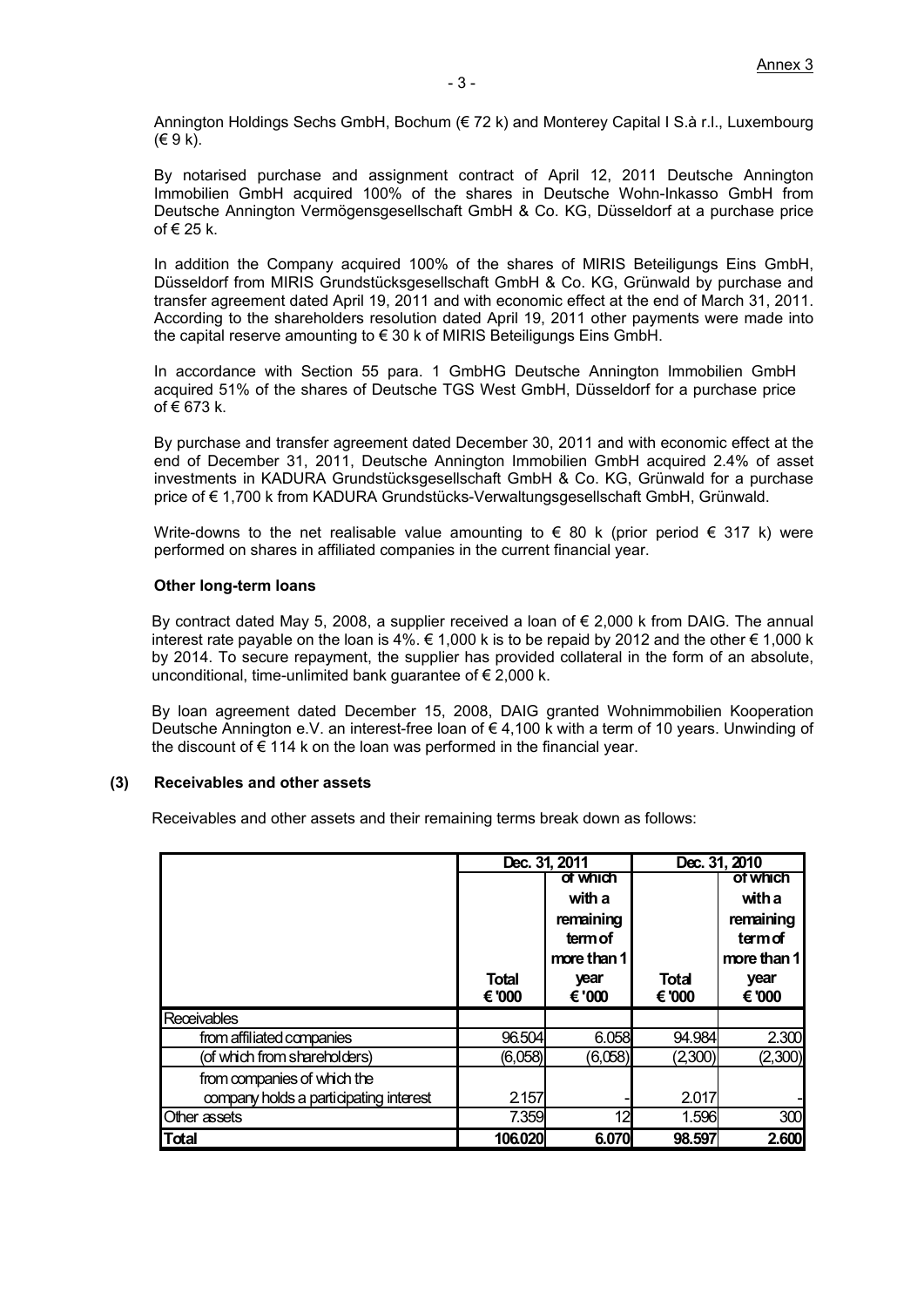Annington Holdings Sechs GmbH, Bochum (€ 72 k) and Monterey Capital I S.à r.l., Luxembourg (€ 9 k).

By notarised purchase and assignment contract of April 12, 2011 Deutsche Annington Immobilien GmbH acquired 100% of the shares in Deutsche Wohn-Inkasso GmbH from Deutsche Annington Vermögensgesellschaft GmbH & Co. KG, Düsseldorf at a purchase price of € 25 k.

In addition the Company acquired 100% of the shares of MIRIS Beteiligungs Eins GmbH, Düsseldorf from MIRIS Grundstücksgesellschaft GmbH & Co. KG, Grünwald by purchase and transfer agreement dated April 19, 2011 and with economic effect at the end of March 31, 2011. According to the shareholders resolution dated April 19, 2011 other payments were made into the capital reserve amounting to € 30 k of MIRIS Beteiligungs Eins GmbH.

In accordance with Section 55 para. 1 GmbHG Deutsche Annington Immobilien GmbH acquired 51% of the shares of Deutsche TGS West GmbH, Düsseldorf for a purchase price of € 673 k.

By purchase and transfer agreement dated December 30, 2011 and with economic effect at the end of December 31, 2011, Deutsche Annington Immobilien GmbH acquired 2.4% of asset investments in KADURA Grundstücksgesellschaft GmbH & Co. KG, Grünwald for a purchase price of € 1,700 k from KADURA Grundstücks-Verwaltungsgesellschaft GmbH, Grünwald.

Write-downs to the net realisable value amounting to € 80 k (prior period € 317 k) were performed on shares in affiliated companies in the current financial year.

**Other long-term loans**

By contract dated May 5, 2008, a supplier received a loan of € 2,000 k from DAIG. The annual interest rate payable on the loan is 4%. € 1,000 k is to be repaid by 2012 and the other € 1,000 k by 2014. To secure repayment, the supplier has provided collateral in the form of an absolute, unconditional, time-unlimited bank guarantee of € 2,000 k.

By loan agreement dated December 15, 2008, DAIG granted Wohnimmobilien Kooperation Deutsche Annington e.V. an interest-free loan of € 4,100 k with a term of 10 years. Unwinding of the discount of € 114 k on the loan was performed in the financial year.

## (3) Receivables and other assets

Receivables and other assets and their remaining terms break down as follows:

| | Dec. 31, 2011 | | Dec. 31, 2010 | |
|---|---|---|---|---|
| | Total € '000 | of which with a remaining term of more than 1 year € '000 | Total € '000 | of which with a remaining term of more than 1 year € '000 |
| Receivables | | | | |
| from affiliated companies | 96.504 | 6.058 | 94.984 | 2.300 |
| (of which from shareholders) | (6,058) | (6,058) | (2,300) | (2,300) |
| from companies of which the company holds a participating interest | 2.157 | - | 2.017 | - |
| Other assets | 7.359 | 12 | 1.596 | 300 |
| **Total** | **106.020** | **6.070** | **98.597** | **2.600** |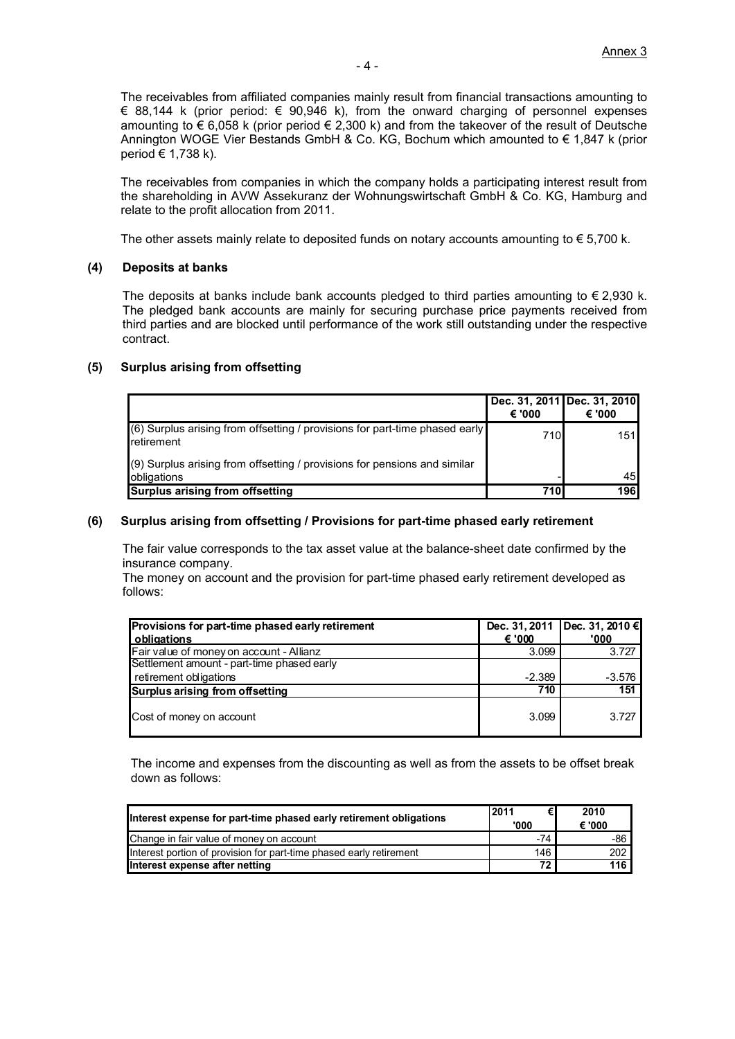Annex 3

The receivables from affiliated companies mainly result from financial transactions amounting to € 88,144 k (prior period: € 90,946 k), from the onward charging of personnel expenses amounting to € 6,058 k (prior period € 2,300 k) and from the takeover of the result of Deutsche Annington WOGE Vier Bestands GmbH & Co. KG, Bochum which amounted to € 1,847 k (prior period € 1,738 k).

The receivables from companies in which the company holds a participating interest result from the shareholding in AVW Assekuranz der Wohnungswirtschaft GmbH & Co. KG, Hamburg and relate to the profit allocation from 2011.

The other assets mainly relate to deposited funds on notary accounts amounting to € 5,700 k.

### (4) Deposits at banks

The deposits at banks include bank accounts pledged to third parties amounting to € 2,930 k. The pledged bank accounts are mainly for securing purchase price payments received from third parties and are blocked until performance of the work still outstanding under the respective contract.

### (5) Surplus arising from offsetting

| | Dec. 31, 2011 € '000 | Dec. 31, 2010 € '000 |
|---|---|---|
| (6) Surplus arising from offsetting / provisions for part-time phased early retirement | 710 | 151 |
| (9) Surplus arising from offsetting / provisions for pensions and similar obligations | - | 45 |
| **Surplus arising from offsetting** | **710** | **196** |

### (6) Surplus arising from offsetting / Provisions for part-time phased early retirement

The fair value corresponds to the tax asset value at the balance-sheet date confirmed by the insurance company.
The money on account and the provision for part-time phased early retirement developed as follows:

| Provisions for part-time phased early retirement obligations | Dec. 31, 2011 € '000 | Dec. 31, 2010 € '000 |
|---|---|---|
| Fair value of money on account - Allianz | 3.099 | 3.727 |
| Settlement amount - part-time phased early retirement obligations | -2.389 | -3.576 |
| **Surplus arising from offsetting** | **710** | **151** |
| Cost of money on account | 3.099 | 3.727 |

The income and expenses from the discounting as well as from the assets to be offset break down as follows:

| Interest expense for part-time phased early retirement obligations | 2011 € '000 | 2010 € '000 |
|---|---|---|
| Change in fair value of money on account | -74 | -86 |
| Interest portion of provision for part-time phased early retirement | 146 | 202 |
| **Interest expense after netting** | **72** | **116** |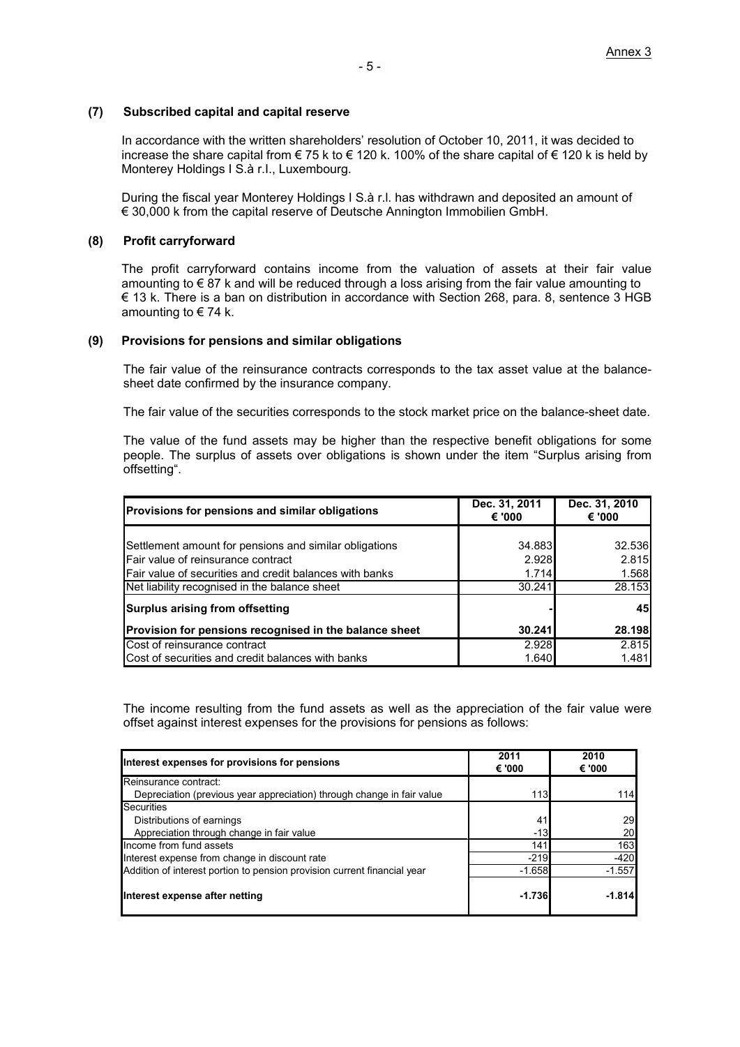Annex 3

### (7) Subscribed capital and capital reserve

In accordance with the written shareholders' resolution of October 10, 2011, it was decided to increase the share capital from € 75 k to € 120 k. 100% of the share capital of € 120 k is held by Monterey Holdings I S.à r.l., Luxembourg.

During the fiscal year Monterey Holdings I S.à r.l. has withdrawn and deposited an amount of € 30,000 k from the capital reserve of Deutsche Annington Immobilien GmbH.

### (8) Profit carryforward

The profit carryforward contains income from the valuation of assets at their fair value amounting to € 87 k and will be reduced through a loss arising from the fair value amounting to € 13 k. There is a ban on distribution in accordance with Section 268, para. 8, sentence 3 HGB amounting to € 74 k.

### (9) Provisions for pensions and similar obligations

The fair value of the reinsurance contracts corresponds to the tax asset value at the balance-sheet date confirmed by the insurance company.

The fair value of the securities corresponds to the stock market price on the balance-sheet date.

The value of the fund assets may be higher than the respective benefit obligations for some people. The surplus of assets over obligations is shown under the item "Surplus arising from offsetting".

| **Provisions for pensions and similar obligations** | **Dec. 31, 2011 € '000** | **Dec. 31, 2010 € '000** |
|---|---|---|
| Settlement amount for pensions and similar obligations | 34.883 | 32.536 |
| Fair value of reinsurance contract | 2.928 | 2.815 |
| Fair value of securities and credit balances with banks | 1.714 | 1.568 |
| Net liability recognised in the balance sheet | 30.241 | 28.153 |
| **Surplus arising from offsetting** | **-** | **45** |
| **Provision for pensions recognised in the balance sheet** | **30.241** | **28.198** |
| Cost of reinsurance contract | 2.928 | 2.815 |
| Cost of securities and credit balances with banks | 1.640 | 1.481 |

The income resulting from the fund assets as well as the appreciation of the fair value were offset against interest expenses for the provisions for pensions as follows:

| **Interest expenses for provisions for pensions** | **2011 € '000** | **2010 € '000** |
|---|---|---|
| Reinsurance contract: | | |
| Depreciation (previous year appreciation) through change in fair value | 113 | 114 |
| Securities | | |
| Distributions of earnings | 41 | 29 |
| Appreciation through change in fair value | -13 | 20 |
| Income from fund assets | 141 | 163 |
| Interest expense from change in discount rate | -219 | -420 |
| Addition of interest portion to pension provision current financial year | -1.658 | -1.557 |
| **Interest expense after netting** | **-1.736** | **-1.814** |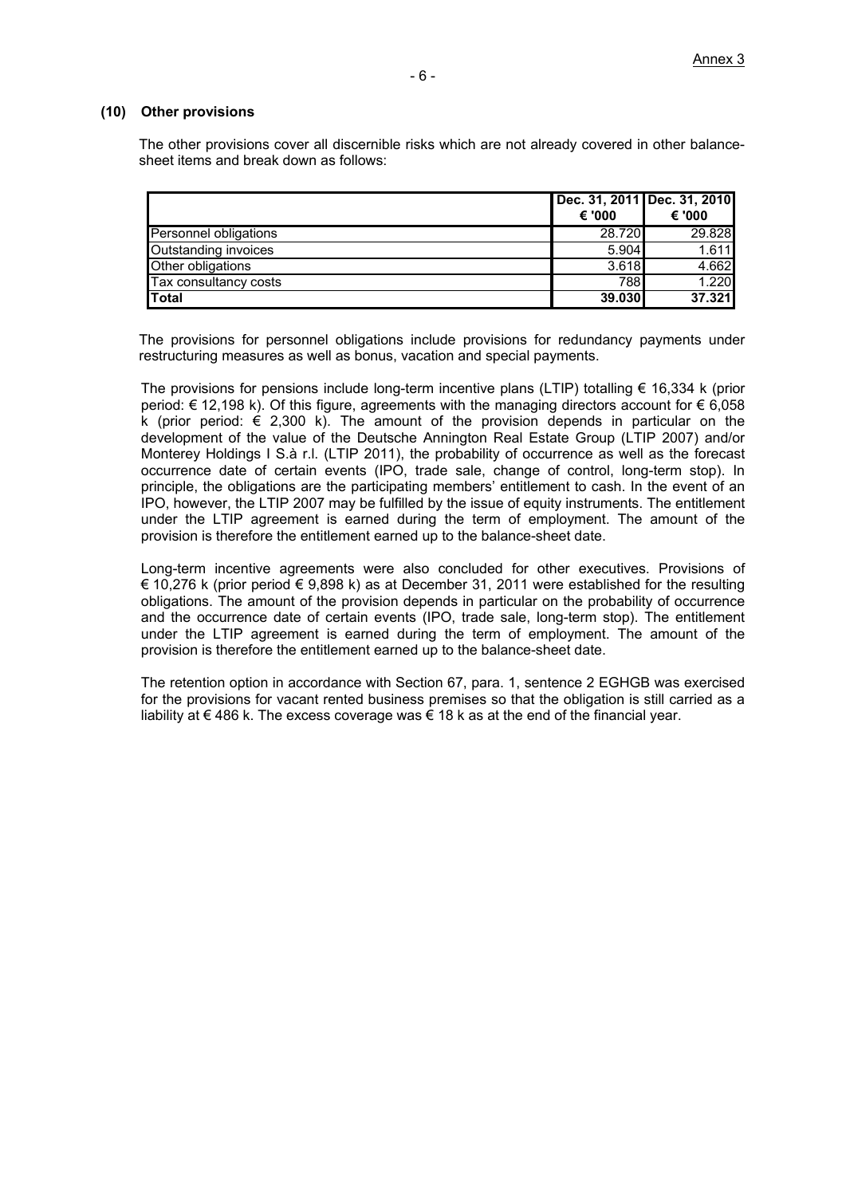### (10) Other provisions

The other provisions cover all discernible risks which are not already covered in other balance-sheet items and break down as follows:

| | Dec. 31, 2011 € '000 | Dec. 31, 2010 € '000 |
|---|---|---|
| Personnel obligations | 28.720 | 29.828 |
| Outstanding invoices | 5.904 | 1.611 |
| Other obligations | 3.618 | 4.662 |
| Tax consultancy costs | 788 | 1.220 |
| **Total** | **39.030** | **37.321** |

The provisions for personnel obligations include provisions for redundancy payments under restructuring measures as well as bonus, vacation and special payments.

The provisions for pensions include long-term incentive plans (LTIP) totalling € 16,334 k (prior period: € 12,198 k). Of this figure, agreements with the managing directors account for € 6,058 k (prior period: € 2,300 k). The amount of the provision depends in particular on the development of the value of the Deutsche Annington Real Estate Group (LTIP 2007) and/or Monterey Holdings I S.à r.l. (LTIP 2011), the probability of occurrence as well as the forecast occurrence date of certain events (IPO, trade sale, change of control, long-term stop). In principle, the obligations are the participating members' entitlement to cash. In the event of an IPO, however, the LTIP 2007 may be fulfilled by the issue of equity instruments. The entitlement under the LTIP agreement is earned during the term of employment. The amount of the provision is therefore the entitlement earned up to the balance-sheet date.

Long-term incentive agreements were also concluded for other executives. Provisions of € 10,276 k (prior period € 9,898 k) as at December 31, 2011 were established for the resulting obligations. The amount of the provision depends in particular on the probability of occurrence and the occurrence date of certain events (IPO, trade sale, long-term stop). The entitlement under the LTIP agreement is earned during the term of employment. The amount of the provision is therefore the entitlement earned up to the balance-sheet date.

The retention option in accordance with Section 67, para. 1, sentence 2 EGHGB was exercised for the provisions for vacant rented business premises so that the obligation is still carried as a liability at € 486 k. The excess coverage was € 18 k as at the end of the financial year.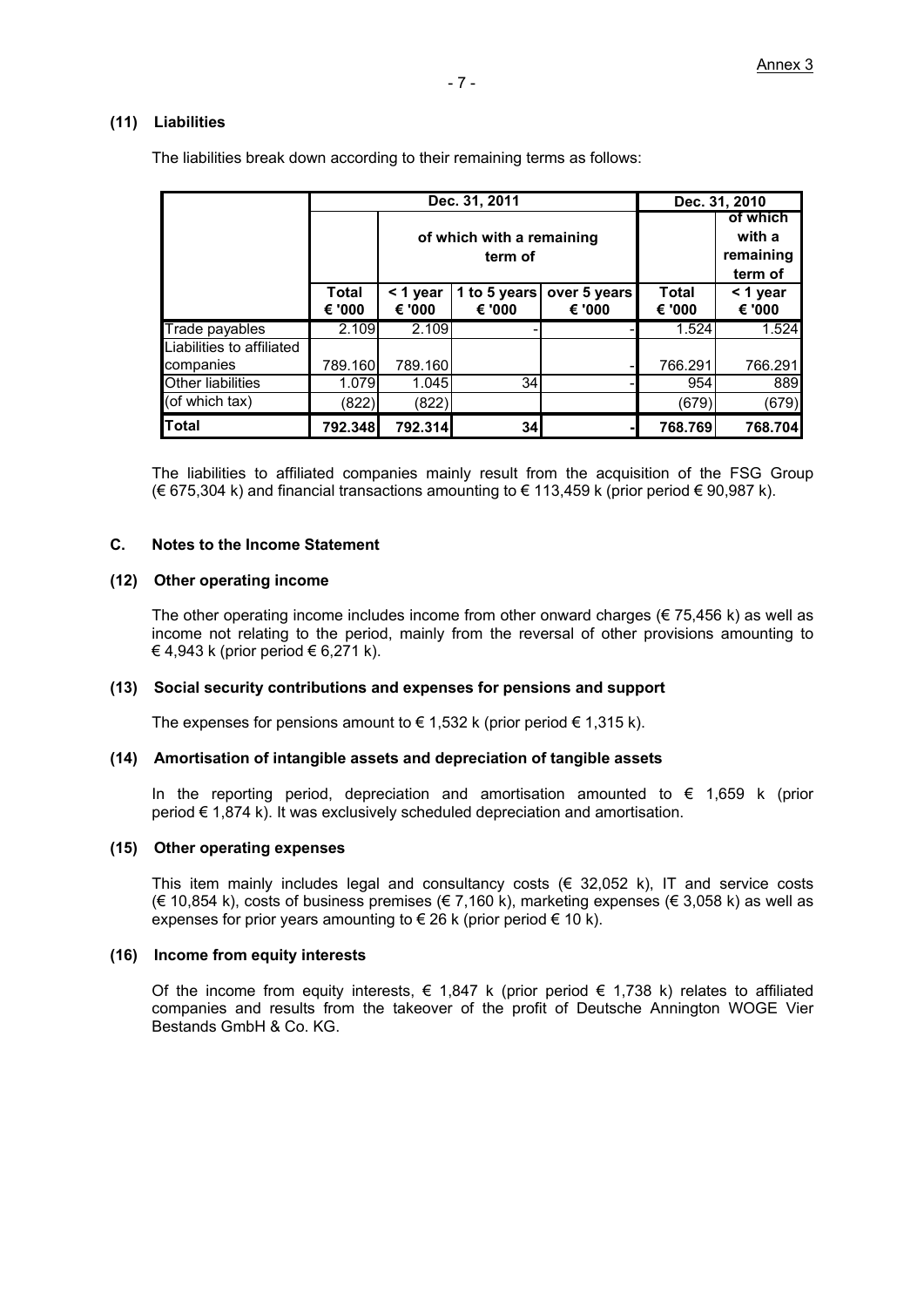Annex 3

### (11) Liabilities

The liabilities break down according to their remaining terms as follows:

| | Dec. 31, 2011 | | | | Dec. 31, 2010 | |
|---|---|---|---|---|---|---|
| | | of which with a remaining term of | | | | of which with a remaining term of |
| | Total € '000 | < 1 year € '000 | 1 to 5 years € '000 | over 5 years € '000 | Total € '000 | < 1 year € '000 |
| Trade payables | 2.109 | 2.109 | - | - | 1.524 | 1.524 |
| Liabilities to affiliated companies | 789.160 | 789.160 | | - | 766.291 | 766.291 |
| Other liabilities | 1.079 | 1.045 | 34 | - | 954 | 889 |
| (of which tax) | (822) | (822) | | | (679) | (679) |
| **Total** | **792.348** | **792.314** | **34** | **-** | **768.769** | **768.704** |

The liabilities to affiliated companies mainly result from the acquisition of the FSG Group (€ 675,304 k) and financial transactions amounting to € 113,459 k (prior period € 90,987 k).

## C. Notes to the Income Statement

### (12) Other operating income

The other operating income includes income from other onward charges (€ 75,456 k) as well as income not relating to the period, mainly from the reversal of other provisions amounting to € 4,943 k (prior period € 6,271 k).

### (13) Social security contributions and expenses for pensions and support

The expenses for pensions amount to € 1,532 k (prior period € 1,315 k).

### (14) Amortisation of intangible assets and depreciation of tangible assets

In the reporting period, depreciation and amortisation amounted to € 1,659 k (prior period € 1,874 k). It was exclusively scheduled depreciation and amortisation.

### (15) Other operating expenses

This item mainly includes legal and consultancy costs (€ 32,052 k), IT and service costs (€ 10,854 k), costs of business premises (€ 7,160 k), marketing expenses (€ 3,058 k) as well as expenses for prior years amounting to € 26 k (prior period € 10 k).

### (16) Income from equity interests

Of the income from equity interests, € 1,847 k (prior period € 1,738 k) relates to affiliated companies and results from the takeover of the profit of Deutsche Annington WOGE Vier Bestands GmbH & Co. KG.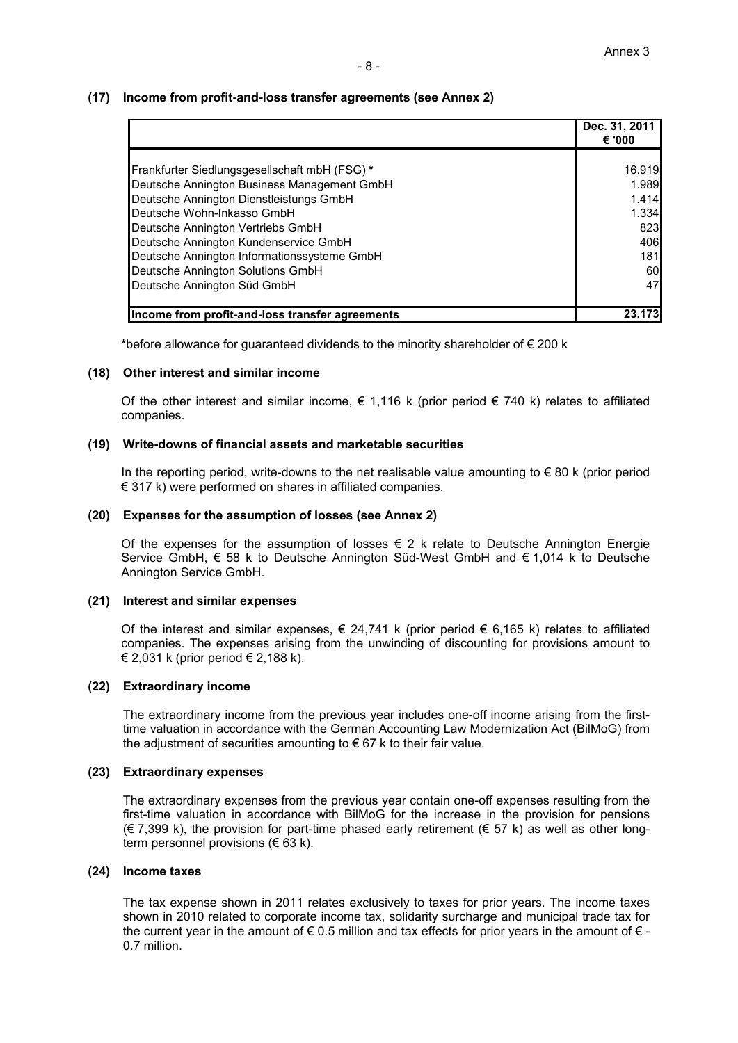Annex 3

### (17) Income from profit-and-loss transfer agreements (see Annex 2)

| | Dec. 31, 2011<br>€ '000 |
|---|---|
| Frankfurter Siedlungsgesellschaft mbH (FSG) * | 16.919 |
| Deutsche Annington Business Management GmbH | 1.989 |
| Deutsche Annington Dienstleistungs GmbH | 1.414 |
| Deutsche Wohn-Inkasso GmbH | 1.334 |
| Deutsche Annington Vertriebs GmbH | 823 |
| Deutsche Annington Kundenservice GmbH | 406 |
| Deutsche Annington Informationssysteme GmbH | 181 |
| Deutsche Annington Solutions GmbH | 60 |
| Deutsche Annington Süd GmbH | 47 |
| **Income from profit-and-loss transfer agreements** | **23.173** |

*before allowance for guaranteed dividends to the minority shareholder of € 200 k

### (18) Other interest and similar income

Of the other interest and similar income, € 1,116 k (prior period € 740 k) relates to affiliated companies.

### (19) Write-downs of financial assets and marketable securities

In the reporting period, write-downs to the net realisable value amounting to € 80 k (prior period € 317 k) were performed on shares in affiliated companies.

### (20) Expenses for the assumption of losses (see Annex 2)

Of the expenses for the assumption of losses € 2 k relate to Deutsche Annington Energie Service GmbH, € 58 k to Deutsche Annington Süd-West GmbH and € 1,014 k to Deutsche Annington Service GmbH.

### (21) Interest and similar expenses

Of the interest and similar expenses, € 24,741 k (prior period € 6,165 k) relates to affiliated companies. The expenses arising from the unwinding of discounting for provisions amount to € 2,031 k (prior period € 2,188 k).

### (22) Extraordinary income

The extraordinary income from the previous year includes one-off income arising from the first-time valuation in accordance with the German Accounting Law Modernization Act (BilMoG) from the adjustment of securities amounting to € 67 k to their fair value.

### (23) Extraordinary expenses

The extraordinary expenses from the previous year contain one-off expenses resulting from the first-time valuation in accordance with BilMoG for the increase in the provision for pensions (€ 7,399 k), the provision for part-time phased early retirement (€ 57 k) as well as other long-term personnel provisions (€ 63 k).

### (24) Income taxes

The tax expense shown in 2011 relates exclusively to taxes for prior years. The income taxes shown in 2010 related to corporate income tax, solidarity surcharge and municipal trade tax for the current year in the amount of € 0.5 million and tax effects for prior years in the amount of € -0.7 million.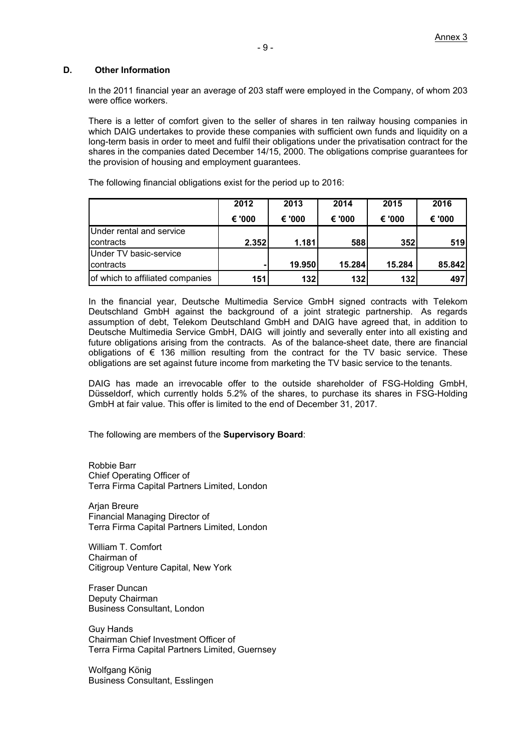## D. Other Information

In the 2011 financial year an average of 203 staff were employed in the Company, of whom 203 were office workers.

There is a letter of comfort given to the seller of shares in ten railway housing companies in which DAIG undertakes to provide these companies with sufficient own funds and liquidity on a long-term basis in order to meet and fulfil their obligations under the privatisation contract for the shares in the companies dated December 14/15, 2000. The obligations comprise guarantees for the provision of housing and employment guarantees.

The following financial obligations exist for the period up to 2016:

| | 2012 | 2013 | 2014 | 2015 | 2016 |
|---|---|---|---|---|---|
| | € '000 | € '000 | € '000 | € '000 | € '000 |
| Under rental and service contracts | 2.352 | 1.181 | 588 | 352 | 519 |
| Under TV basic-service contracts | - | 19.950 | 15.284 | 15.284 | 85.842 |
| of which to affiliated companies | 151 | 132 | 132 | 132 | 497 |

In the financial year, Deutsche Multimedia Service GmbH signed contracts with Telekom Deutschland GmbH against the background of a joint strategic partnership. As regards assumption of debt, Telekom Deutschland GmbH and DAIG have agreed that, in addition to Deutsche Multimedia Service GmbH, DAIG will jointly and severally enter into all existing and future obligations arising from the contracts. As of the balance-sheet date, there are financial obligations of € 136 million resulting from the contract for the TV basic service. These obligations are set against future income from marketing the TV basic service to the tenants.

DAIG has made an irrevocable offer to the outside shareholder of FSG-Holding GmbH, Düsseldorf, which currently holds 5.2% of the shares, to purchase its shares in FSG-Holding GmbH at fair value. This offer is limited to the end of December 31, 2017.

The following are members of the **Supervisory Board**:

Robbie Barr
Chief Operating Officer of
Terra Firma Capital Partners Limited, London

Arjan Breure
Financial Managing Director of
Terra Firma Capital Partners Limited, London

William T. Comfort
Chairman of
Citigroup Venture Capital, New York

Fraser Duncan
Deputy Chairman
Business Consultant, London

Guy Hands
Chairman Chief Investment Officer of
Terra Firma Capital Partners Limited, Guernsey

Wolfgang König
Business Consultant, Esslingen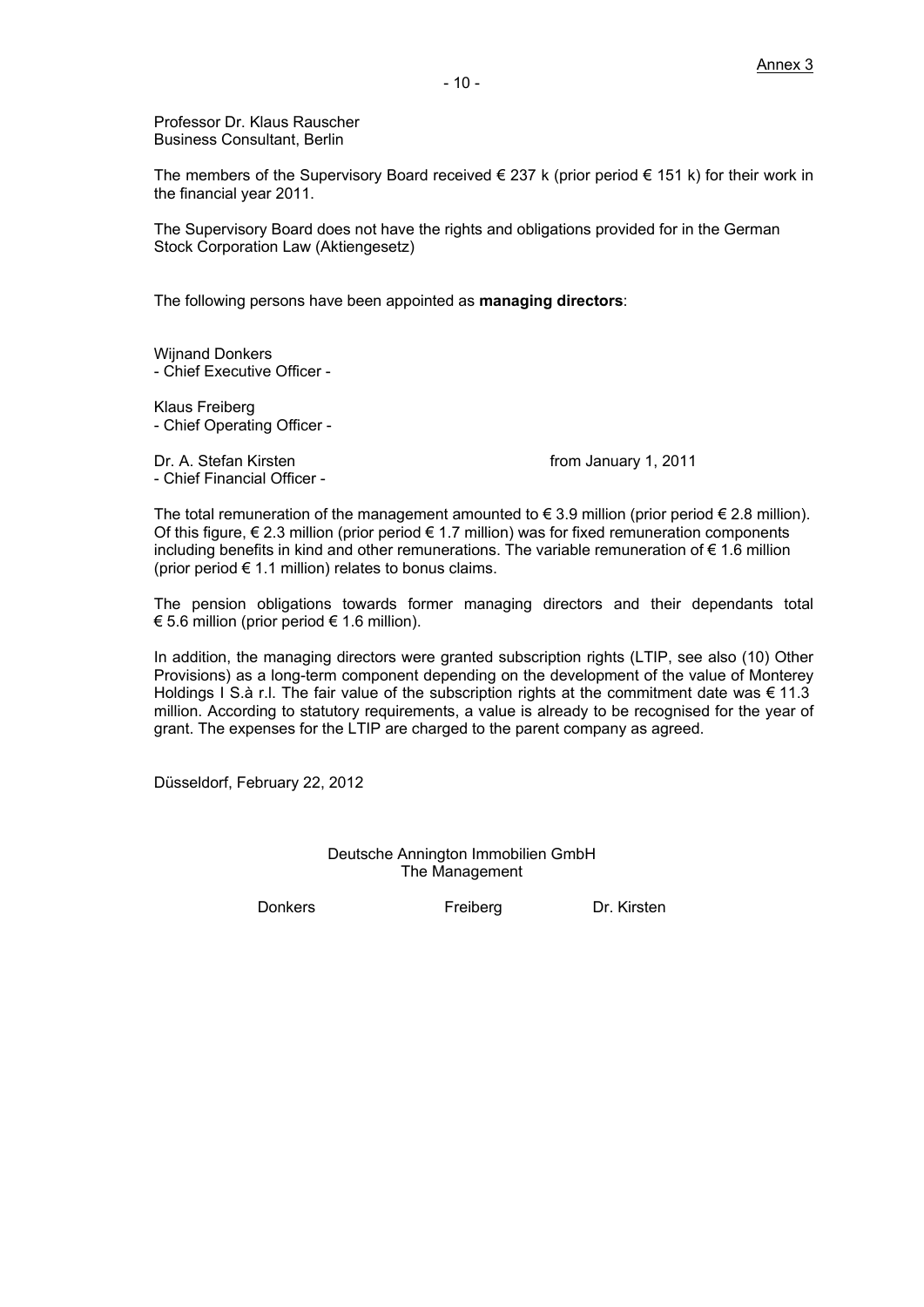Annex 3

Professor Dr. Klaus Rauscher
Business Consultant, Berlin

The members of the Supervisory Board received € 237 k (prior period € 151 k) for their work in the financial year 2011.

The Supervisory Board does not have the rights and obligations provided for in the German Stock Corporation Law (Aktiengesetz)

The following persons have been appointed as **managing directors**:

Wijnand Donkers
- Chief Executive Officer -

Klaus Freiberg
- Chief Operating Officer -

Dr. A. Stefan Kirsten from January 1, 2011
- Chief Financial Officer -

The total remuneration of the management amounted to € 3.9 million (prior period € 2.8 million). Of this figure, € 2.3 million (prior period € 1.7 million) was for fixed remuneration components including benefits in kind and other remunerations. The variable remuneration of € 1.6 million (prior period € 1.1 million) relates to bonus claims.

The pension obligations towards former managing directors and their dependants total € 5.6 million (prior period € 1.6 million).

In addition, the managing directors were granted subscription rights (LTIP, see also (10) Other Provisions) as a long-term component depending on the development of the value of Monterey Holdings I S.à r.l. The fair value of the subscription rights at the commitment date was € 11.3 million. According to statutory requirements, a value is already to be recognised for the year of grant. The expenses for the LTIP are charged to the parent company as agreed.

Düsseldorf, February 22, 2012

Deutsche Annington Immobilien GmbH
The Management

Donkers Freiberg Dr. Kirsten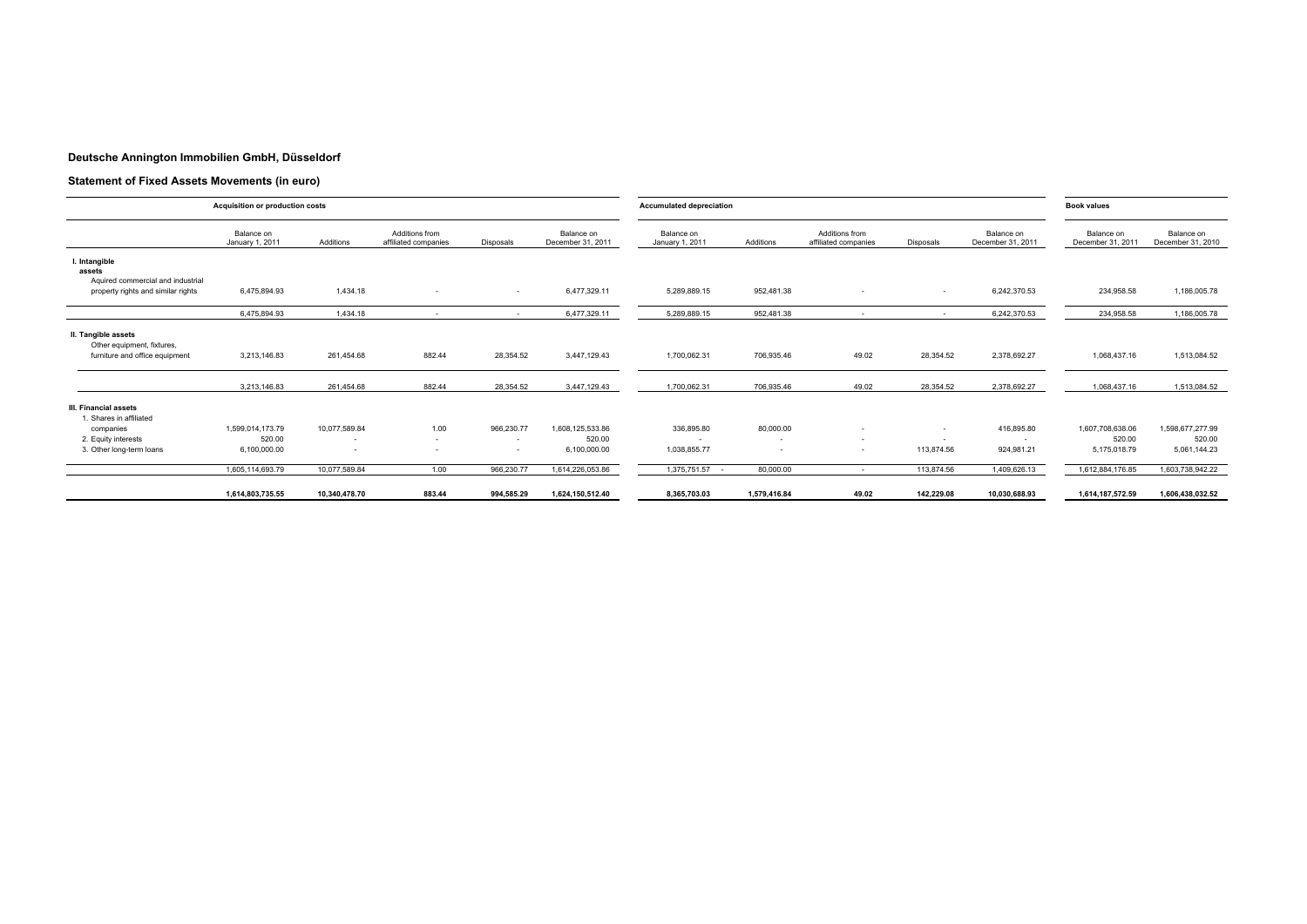# Deutsche Annington Immobilien GmbH, Düsseldorf

## Statement of Fixed Assets Movements (in euro)

| | Acquisition or production costs | | | | | Accumulated depreciation | | | | | Book values | |
|---|---|---|---|---|---|---|---|---|---|---|---|---|
| | Balance on January 1, 2011 | Additions | Additions from affiliated companies | Disposals | Balance on December 31, 2011 | Balance on January 1, 2011 | Additions | Additions from affiliated companies | Disposals | Balance on December 31, 2011 | Balance on December 31, 2011 | Balance on December 31, 2010 |
| **I. Intangible assets** | | | | | | | | | | | | |
| Aquired commercial and industrial property rights and similar rights | 6,475,894.93 | 1,434.18 | - | - | 6,477,329.11 | 5,289,889.15 | 952,481.38 | - | - | 6,242,370.53 | 234,958.58 | 1,186,005.78 |
| | 6,475,894.93 | 1,434.18 | - | - | 6,477,329.11 | 5,289,889.15 | 952,481.38 | - | - | 6,242,370.53 | 234,958.58 | 1,186,005.78 |
| **II. Tangible assets** | | | | | | | | | | | | |
| Other equipment, fixtures, furniture and office equipment | 3,213,146.83 | 261,454.68 | 882.44 | 28,354.52 | 3,447,129.43 | 1,700,062.31 | 706,935.46 | 49.02 | 28,354.52 | 2,378,692.27 | 1,068,437.16 | 1,513,084.52 |
| | 3,213,146.83 | 261,454.68 | 882.44 | 28,354.52 | 3,447,129.43 | 1,700,062.31 | 706,935.46 | 49.02 | 28,354.52 | 2,378,692.27 | 1,068,437.16 | 1,513,084.52 |
| **III. Financial assets** | | | | | | | | | | | | |
| 1. Shares in affiliated companies | 1,599,014,173.79 | 10,077,589.84 | 1.00 | 966,230.77 | 1,608,125,533.86 | 336,895.80 | 80,000.00 | - | - | 416,895.80 | 1,607,708,638.06 | 1,598,677,277.99 |
| 2. Equity interests | 520.00 | - | - | - | 520.00 | - | - | - | - | - | 520.00 | 520.00 |
| 3. Other long-term loans | 6,100,000.00 | - | - | - | 6,100,000.00 | 1,038,855.77 | - | - | 113,874.56 | 924,981.21 | 5,175,018.79 | 5,061,144.23 |
| | 1,605,114,693.79 | 10,077,589.84 | 1.00 | 966,230.77 | 1,614,226,053.86 | 1,375,751.57 - | 80,000.00 | - | 113,874.56 | 1,409,626.13 | 1,612,884,176.85 | 1,603,738,942.22 |
| | **1,614,803,735.55** | **10,340,478.70** | **883.44** | **994,585.29** | **1,624,150,512.40** | **8,365,703.03** | **1,579,416.84** | **49.02** | **142,229.08** | **10,030,688.93** | **1,614,187,572.59** | **1,606,438,032.52** |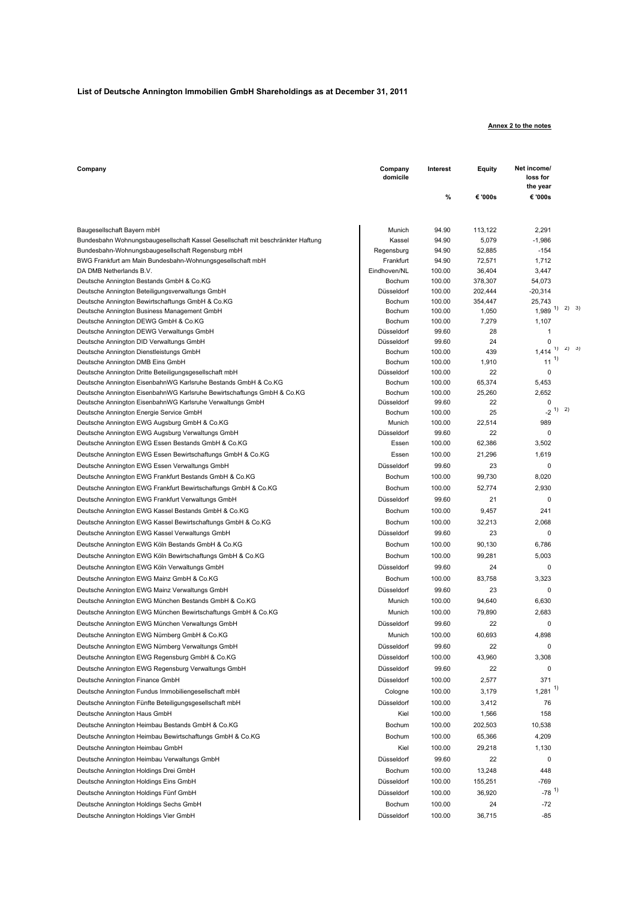**List of Deutsche Annington Immobilien GmbH Shareholdings as at December 31, 2011**

**Annex 2 to the notes**

| Company | Company domicile | Interest | Equity | Net income/ loss for the year |
|---|---|---|---|---|
| | | % | € '000s | € '000s |
| Baugesellschaft Bayern mbH | Munich | 94.90 | 113,122 | 2,291 |
| Bundesbahn Wohnungsbaugesellschaft Kassel Gesellschaft mit beschränkter Haftung | Kassel | 94.90 | 5,079 | -1,986 |
| Bundesbahn-Wohnungsbaugesellschaft Regensburg mbH | Regensburg | 94.90 | 52,885 | -154 |
| BWG Frankfurt am Main Bundesbahn-Wohnungsgesellschaft mbH | Frankfurt | 94.90 | 72,571 | 1,712 |
| DA DMB Netherlands B.V. | Eindhoven/NL | 100.00 | 36,404 | 3,447 |
| Deutsche Annington Bestands GmbH & Co.KG | Bochum | 100.00 | 378,307 | 54,073 |
| Deutsche Annington Beteiligungsverwaltungs GmbH | Düsseldorf | 100.00 | 202,444 | -20,314 |
| Deutsche Annington Bewirtschaftungs GmbH & Co.KG | Bochum | 100.00 | 354,447 | 25,743 |
| Deutsche Annington Business Management GmbH | Bochum | 100.00 | 1,050 | 1,989 [1) 2) 3)] |
| Deutsche Annington DEWG GmbH & Co.KG | Bochum | 100.00 | 7,279 | 1,107 |
| Deutsche Annington DEWG Verwaltungs GmbH | Düsseldorf | 99.60 | 28 | 1 |
| Deutsche Annington DID Verwaltungs GmbH | Düsseldorf | 99.60 | 24 | 0 |
| Deutsche Annington Dienstleistungs GmbH | Bochum | 100.00 | 439 | 1,414 [1) 2) 3)] |
| Deutsche Annington DMB Eins GmbH | Bochum | 100.00 | 1,910 | 11 [1)] |
| Deutsche Annington Dritte Beteiligungsgesellschaft mbH | Düsseldorf | 100.00 | 22 | 0 |
| Deutsche Annington EisenbahnWG Karlsruhe Bestands GmbH & Co.KG | Bochum | 100.00 | 65,374 | 5,453 |
| Deutsche Annington EisenbahnWG Karlsruhe Bewirtschaftungs GmbH & Co.KG | Bochum | 100.00 | 25,260 | 2,652 |
| Deutsche Annington EisenbahnWG Karlsruhe Verwaltungs GmbH | Düsseldorf | 99.60 | 22 | 0 |
| Deutsche Annington Energie Service GmbH | Bochum | 100.00 | 25 | -2 [1) 2)] |
| Deutsche Annington EWG Augsburg GmbH & Co.KG | Munich | 100.00 | 22,514 | 989 |
| Deutsche Annington EWG Augsburg Verwaltungs GmbH | Düsseldorf | 99.60 | 22 | 0 |
| Deutsche Annington EWG Essen Bestands GmbH & Co.KG | Essen | 100.00 | 62,386 | 3,502 |
| Deutsche Annington EWG Essen Bewirtschaftungs GmbH & Co.KG | Essen | 100.00 | 21,296 | 1,619 |
| Deutsche Annington EWG Essen Verwaltungs GmbH | Düsseldorf | 99.60 | 23 | 0 |
| Deutsche Annington EWG Frankfurt Bestands GmbH & Co.KG | Bochum | 100.00 | 99,730 | 8,020 |
| Deutsche Annington EWG Frankfurt Bewirtschaftungs GmbH & Co.KG | Bochum | 100.00 | 52,774 | 2,930 |
| Deutsche Annington EWG Frankfurt Verwaltungs GmbH | Düsseldorf | 99.60 | 21 | 0 |
| Deutsche Annington EWG Kassel Bestands GmbH & Co.KG | Bochum | 100.00 | 9,457 | 241 |
| Deutsche Annington EWG Kassel Bewirtschaftungs GmbH & Co.KG | Bochum | 100.00 | 32,213 | 2,068 |
| Deutsche Annington EWG Kassel Verwaltungs GmbH | Düsseldorf | 99.60 | 23 | 0 |
| Deutsche Annington EWG Köln Bestands GmbH & Co.KG | Bochum | 100.00 | 90,130 | 6,786 |
| Deutsche Annington EWG Köln Bewirtschaftungs GmbH & Co.KG | Bochum | 100.00 | 99,281 | 5,003 |
| Deutsche Annington EWG Köln Verwaltungs GmbH | Düsseldorf | 99.60 | 24 | 0 |
| Deutsche Annington EWG Mainz GmbH & Co.KG | Bochum | 100.00 | 83,758 | 3,323 |
| Deutsche Annington EWG Mainz Verwaltungs GmbH | Düsseldorf | 99.60 | 23 | 0 |
| Deutsche Annington EWG München Bestands GmbH & Co.KG | Munich | 100.00 | 94,640 | 6,630 |
| Deutsche Annington EWG München Bewirtschaftungs GmbH & Co.KG | Munich | 100.00 | 79,890 | 2,683 |
| Deutsche Annington EWG München Verwaltungs GmbH | Düsseldorf | 99.60 | 22 | 0 |
| Deutsche Annington EWG Nürnberg GmbH & Co.KG | Munich | 100.00 | 60,693 | 4,898 |
| Deutsche Annington EWG Nürnberg Verwaltungs GmbH | Düsseldorf | 99.60 | 22 | 0 |
| Deutsche Annington EWG Regensburg GmbH & Co.KG | Düsseldorf | 100.00 | 43,960 | 3,308 |
| Deutsche Annington EWG Regensburg Verwaltungs GmbH | Düsseldorf | 99.60 | 22 | 0 |
| Deutsche Annington Finance GmbH | Düsseldorf | 100.00 | 2,577 | 371 |
| Deutsche Annington Fundus Immobiliengesellschaft mbH | Cologne | 100.00 | 3,179 | 1,281 [1)] |
| Deutsche Annington Fünfte Beteiligungsgesellschaft mbH | Düsseldorf | 100.00 | 3,412 | 76 |
| Deutsche Annington Haus GmbH | Kiel | 100.00 | 1,566 | 158 |
| Deutsche Annington Heimbau Bestands GmbH & Co.KG | Bochum | 100.00 | 202,503 | 10,538 |
| Deutsche Annington Heimbau Bewirtschaftungs GmbH & Co.KG | Bochum | 100.00 | 65,366 | 4,209 |
| Deutsche Annington Heimbau GmbH | Kiel | 100.00 | 29,218 | 1,130 |
| Deutsche Annington Heimbau Verwaltungs GmbH | Düsseldorf | 99.60 | 22 | 0 |
| Deutsche Annington Holdings Drei GmbH | Bochum | 100.00 | 13,248 | 448 |
| Deutsche Annington Holdings Eins GmbH | Düsseldorf | 100.00 | 155,251 | -769 |
| Deutsche Annington Holdings Fünf GmbH | Düsseldorf | 100.00 | 36,920 | -78 [1)] |
| Deutsche Annington Holdings Sechs GmbH | Bochum | 100.00 | 24 | -72 |
| Deutsche Annington Holdings Vier GmbH | Düsseldorf | 100.00 | 36,715 | -85 |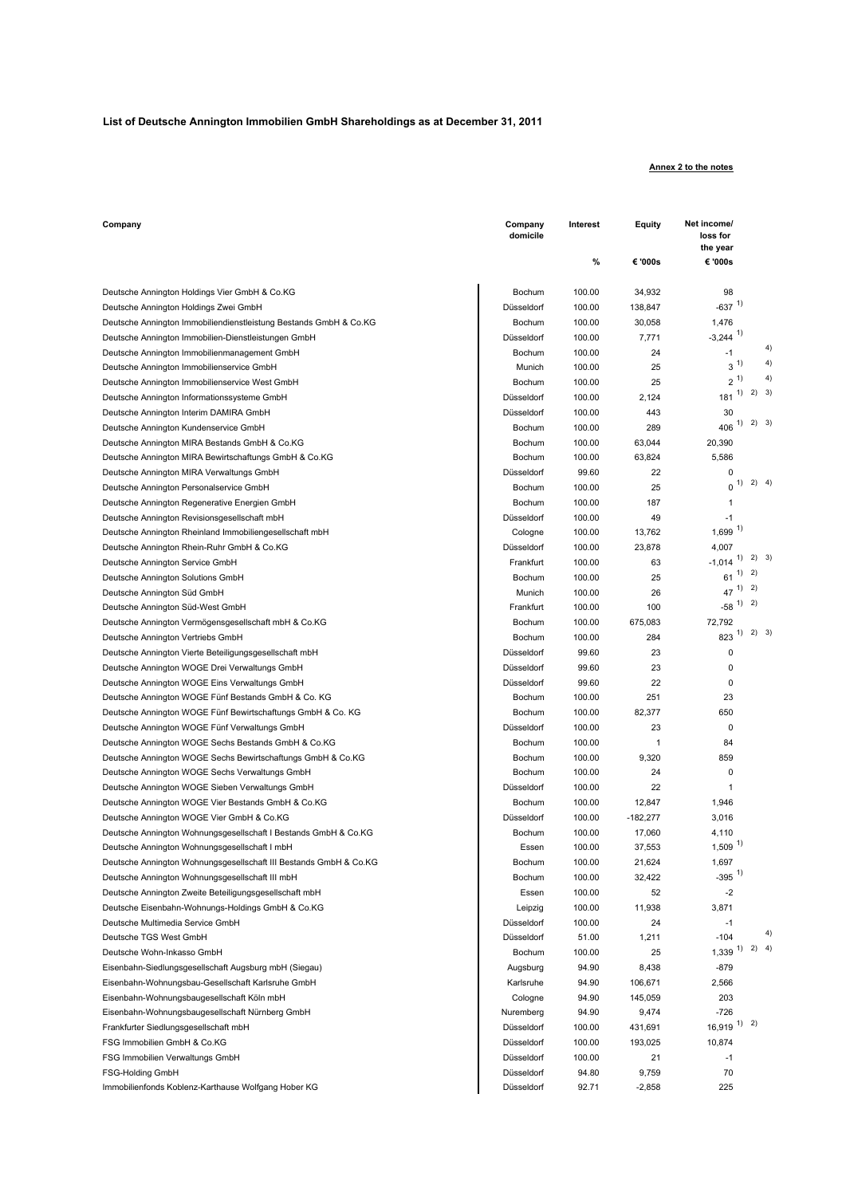**List of Deutsche Annington Immobilien GmbH Shareholdings as at December 31, 2011**

**Annex 2 to the notes**

| Company | Company domicile | Interest | Equity | Net income/ loss for the year |
|---|---|---|---|---|
| | | % | € '000s | € '000s |
| Deutsche Annington Holdings Vier GmbH & Co.KG | Bochum | 100.00 | 34,932 | 98 |
| Deutsche Annington Holdings Zwei GmbH | Düsseldorf | 100.00 | 138,847 | -637 [1) ] |
| Deutsche Annington Immobiliendienstleistung Bestands GmbH & Co.KG | Bochum | 100.00 | 30,058 | 1,476 |
| Deutsche Annington Immobilien-Dienstleistungen GmbH | Düsseldorf | 100.00 | 7,771 | -3,244 [1) ] |
| Deutsche Annington Immobilienmanagement GmbH | Bochum | 100.00 | 24 | -1 [4)] |
| Deutsche Annington Immobilienservice GmbH | Munich | 100.00 | 25 | 3 [1) 4)] |
| Deutsche Annington Immobilienservice West GmbH | Bochum | 100.00 | 25 | 2 [1) 4)] |
| Deutsche Annington Informationssysteme GmbH | Düsseldorf | 100.00 | 2,124 | 181 [1) 2) 3)] |
| Deutsche Annington Interim DAMIRA GmbH | Düsseldorf | 100.00 | 443 | 30 |
| Deutsche Annington Kundenservice GmbH | Bochum | 100.00 | 289 | 406 [1) 2) 3)] |
| Deutsche Annington MIRA Bestands GmbH & Co.KG | Bochum | 100.00 | 63,044 | 20,390 |
| Deutsche Annington MIRA Bewirtschaftungs GmbH & Co.KG | Bochum | 100.00 | 63,824 | 5,586 |
| Deutsche Annington MIRA Verwaltungs GmbH | Düsseldorf | 99.60 | 22 | 0 |
| Deutsche Annington Personalservice GmbH | Bochum | 100.00 | 25 | 0 [1) 2) 4)] |
| Deutsche Annington Regenerative Energien GmbH | Bochum | 100.00 | 187 | 1 |
| Deutsche Annington Revisionsgesellschaft mbH | Düsseldorf | 100.00 | 49 | -1 |
| Deutsche Annington Rheinland Immobiliengesellschaft mbH | Cologne | 100.00 | 13,762 | 1,699 [1) ] |
| Deutsche Annington Rhein-Ruhr GmbH & Co.KG | Düsseldorf | 100.00 | 23,878 | 4,007 |
| Deutsche Annington Service GmbH | Frankfurt | 100.00 | 63 | -1,014 [1) 2) 3)] |
| Deutsche Annington Solutions GmbH | Bochum | 100.00 | 25 | 61 [1) 2)] |
| Deutsche Annington Süd GmbH | Munich | 100.00 | 26 | 47 [1) 2)] |
| Deutsche Annington Süd-West GmbH | Frankfurt | 100.00 | 100 | -58 [1) 2)] |
| Deutsche Annington Vermögensgesellschaft mbH & Co.KG | Bochum | 100.00 | 675,083 | 72,792 |
| Deutsche Annington Vertriebs GmbH | Bochum | 100.00 | 284 | 823 [1) 2) 3)] |
| Deutsche Annington Vierte Beteiligungsgesellschaft mbH | Düsseldorf | 99.60 | 23 | 0 |
| Deutsche Annington WOGE Drei Verwaltungs GmbH | Düsseldorf | 99.60 | 23 | 0 |
| Deutsche Annington WOGE Eins Verwaltungs GmbH | Düsseldorf | 99.60 | 22 | 0 |
| Deutsche Annington WOGE Fünf Bestands GmbH & Co. KG | Bochum | 100.00 | 251 | 23 |
| Deutsche Annington WOGE Fünf Bewirtschaftungs GmbH & Co. KG | Bochum | 100.00 | 82,377 | 650 |
| Deutsche Annington WOGE Fünf Verwaltungs GmbH | Düsseldorf | 100.00 | 23 | 0 |
| Deutsche Annington WOGE Sechs Bestands GmbH & Co.KG | Bochum | 100.00 | 1 | 84 |
| Deutsche Annington WOGE Sechs Bewirtschaftungs GmbH & Co.KG | Bochum | 100.00 | 9,320 | 859 |
| Deutsche Annington WOGE Sechs Verwaltungs GmbH | Bochum | 100.00 | 24 | 0 |
| Deutsche Annington WOGE Sieben Verwaltungs GmbH | Düsseldorf | 100.00 | 22 | 1 |
| Deutsche Annington WOGE Vier Bestands GmbH & Co.KG | Bochum | 100.00 | 12,847 | 1,946 |
| Deutsche Annington WOGE Vier GmbH & Co.KG | Düsseldorf | 100.00 | -182,277 | 3,016 |
| Deutsche Annington Wohnungsgesellschaft I Bestands GmbH & Co.KG | Bochum | 100.00 | 17,060 | 4,110 |
| Deutsche Annington Wohnungsgesellschaft I mbH | Essen | 100.00 | 37,553 | 1,509 [1) ] |
| Deutsche Annington Wohnungsgesellschaft III Bestands GmbH & Co.KG | Bochum | 100.00 | 21,624 | 1,697 |
| Deutsche Annington Wohnungsgesellschaft III mbH | Bochum | 100.00 | 32,422 | -395 [1) ] |
| Deutsche Annington Zweite Beteiligungsgesellschaft mbH | Essen | 100.00 | 52 | -2 |
| Deutsche Eisenbahn-Wohnungs-Holdings GmbH & Co.KG | Leipzig | 100.00 | 11,938 | 3,871 |
| Deutsche Multimedia Service GmbH | Düsseldorf | 100.00 | 24 | -1 [4)] |
| Deutsche TGS West GmbH | Düsseldorf | 51.00 | 1,211 | -104 |
| Deutsche Wohn-Inkasso GmbH | Bochum | 100.00 | 25 | 1,339 [1) 2) 4)] |
| Eisenbahn-Siedlungsgesellschaft Augsburg mbH (Siegau) | Augsburg | 94.90 | 8,438 | -879 |
| Eisenbahn-Wohnungsbau-Gesellschaft Karlsruhe GmbH | Karlsruhe | 94.90 | 106,671 | 2,566 |
| Eisenbahn-Wohnungsbaugesellschaft Köln mbH | Cologne | 94.90 | 145,059 | 203 |
| Eisenbahn-Wohnungsbaugesellschaft Nürnberg GmbH | Nuremberg | 94.90 | 9,474 | -726 |
| Frankfurter Siedlungsgesellschaft mbH | Düsseldorf | 100.00 | 431,691 | 16,919 [1) 2)] |
| FSG Immobilien GmbH & Co.KG | Düsseldorf | 100.00 | 193,025 | 10,874 |
| FSG Immobilien Verwaltungs GmbH | Düsseldorf | 100.00 | 21 | -1 |
| FSG-Holding GmbH | Düsseldorf | 94.80 | 9,759 | 70 |
| Immobilienfonds Koblenz-Karthause Wolfgang Hober KG | Düsseldorf | 92.71 | -2,858 | 225 |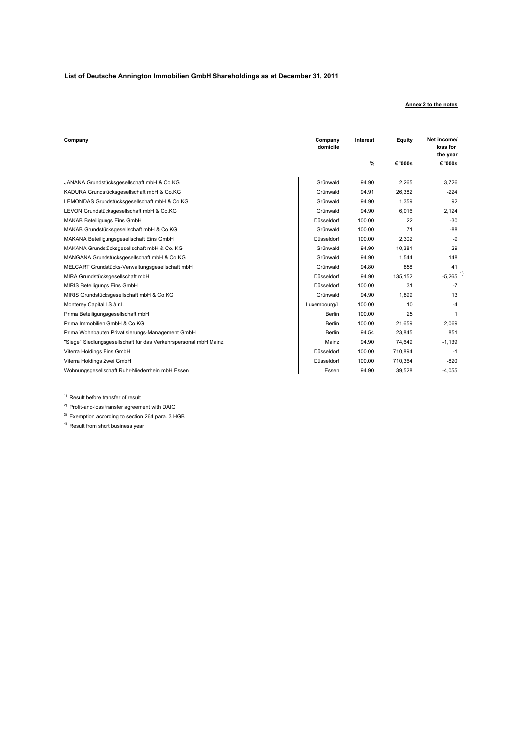**List of Deutsche Annington Immobilien GmbH Shareholdings as at December 31, 2011**

**Annex 2 to the notes**

| Company | Company domicile | Interest | Equity | Net income/ loss for the year |
|---|---|---|---|---|
| | | % | € '000s | € '000s |
| JANANA Grundstücksgesellschaft mbH & Co.KG | Grünwald | 94.90 | 2,265 | 3,726 |
| KADURA Grundstücksgesellschaft mbH & Co.KG | Grünwald | 94.91 | 26,382 | -224 |
| LEMONDAS Grundstücksgesellschaft mbH & Co.KG | Grünwald | 94.90 | 1,359 | 92 |
| LEVON Grundstücksgesellschaft mbH & Co.KG | Grünwald | 94.90 | 6,016 | 2,124 |
| MAKAB Beteiligungs Eins GmbH | Düsseldorf | 100.00 | 22 | -30 |
| MAKAB Grundstücksgesellschaft mbH & Co.KG | Grünwald | 100.00 | 71 | -88 |
| MAKANA Beteiligungsgesellschaft Eins GmbH | Düsseldorf | 100.00 | 2,302 | -9 |
| MAKANA Grundstücksgesellschaft mbH & Co. KG | Grünwald | 94.90 | 10,381 | 29 |
| MANGANA Grundstücksgesellschaft mbH & Co.KG | Grünwald | 94.90 | 1,544 | 148 |
| MELCART Grundstücks-Verwaltungsgesellschaft mbH | Grünwald | 94.80 | 858 | 41 |
| MIRA Grundstücksgesellschaft mbH | Düsseldorf | 94.90 | 135,152 | -5,265 [1] |
| MIRIS Beteiligungs Eins GmbH | Düsseldorf | 100.00 | 31 | -7 |
| MIRIS Grundstücksgesellschaft mbH & Co.KG | Grünwald | 94.90 | 1,899 | 13 |
| Monterey Capital I S.à r.l. | Luxembourg/L | 100.00 | 10 | -4 |
| Prima Beteiligungsgesellschaft mbH | Berlin | 100.00 | 25 | 1 |
| Prima Immobilien GmbH & Co.KG | Berlin | 100.00 | 21,659 | 2,069 |
| Prima Wohnbauten Privatisierungs-Management GmbH | Berlin | 94.54 | 23,845 | 851 |
| "Siege" Siedlungsgesellschaft für das Verkehrspersonal mbH Mainz | Mainz | 94.90 | 74,649 | -1,139 |
| Viterra Holdings Eins GmbH | Düsseldorf | 100.00 | 710,894 | -1 |
| Viterra Holdings Zwei GmbH | Düsseldorf | 100.00 | 710,364 | -820 |
| Wohnungsgesellschaft Ruhr-Niederrhein mbH Essen | Essen | 94.90 | 39,528 | -4,055 |

[1] Result before transfer of result

[2] Profit-and-loss transfer agreement with DAIG

[3] Exemption according to section 264 para. 3 HGB

[4] Result from short business year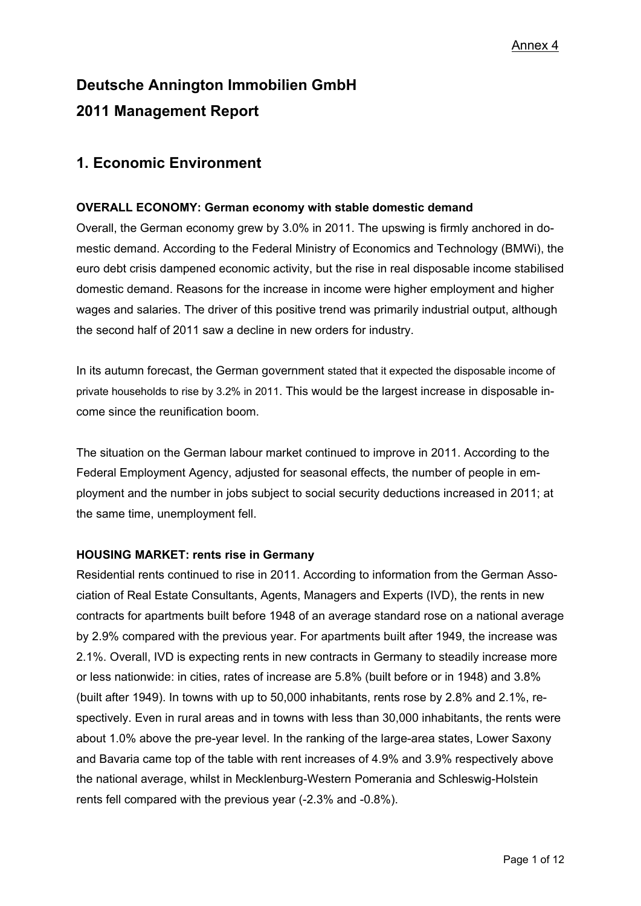Annex 4

# Deutsche Annington Immobilien GmbH

# 2011 Management Report

## 1. Economic Environment

**OVERALL ECONOMY: German economy with stable domestic demand**

Overall, the German economy grew by 3.0% in 2011. The upswing is firmly anchored in domestic demand. According to the Federal Ministry of Economics and Technology (BMWi), the euro debt crisis dampened economic activity, but the rise in real disposable income stabilised domestic demand. Reasons for the increase in income were higher employment and higher wages and salaries. The driver of this positive trend was primarily industrial output, although the second half of 2011 saw a decline in new orders for industry.

In its autumn forecast, the German government stated that it expected the disposable income of private households to rise by 3.2% in 2011. This would be the largest increase in disposable income since the reunification boom.

The situation on the German labour market continued to improve in 2011. According to the Federal Employment Agency, adjusted for seasonal effects, the number of people in employment and the number in jobs subject to social security deductions increased in 2011; at the same time, unemployment fell.

**HOUSING MARKET: rents rise in Germany**

Residential rents continued to rise in 2011. According to information from the German Association of Real Estate Consultants, Agents, Managers and Experts (IVD), the rents in new contracts for apartments built before 1948 of an average standard rose on a national average by 2.9% compared with the previous year. For apartments built after 1949, the increase was 2.1%. Overall, IVD is expecting rents in new contracts in Germany to steadily increase more or less nationwide: in cities, rates of increase are 5.8% (built before or in 1948) and 3.8% (built after 1949). In towns with up to 50,000 inhabitants, rents rose by 2.8% and 2.1%, respectively. Even in rural areas and in towns with less than 30,000 inhabitants, the rents were about 1.0% above the pre-year level. In the ranking of the large-area states, Lower Saxony and Bavaria came top of the table with rent increases of 4.9% and 3.9% respectively above the national average, whilst in Mecklenburg-Western Pomerania and Schleswig-Holstein rents fell compared with the previous year (-2.3% and -0.8%).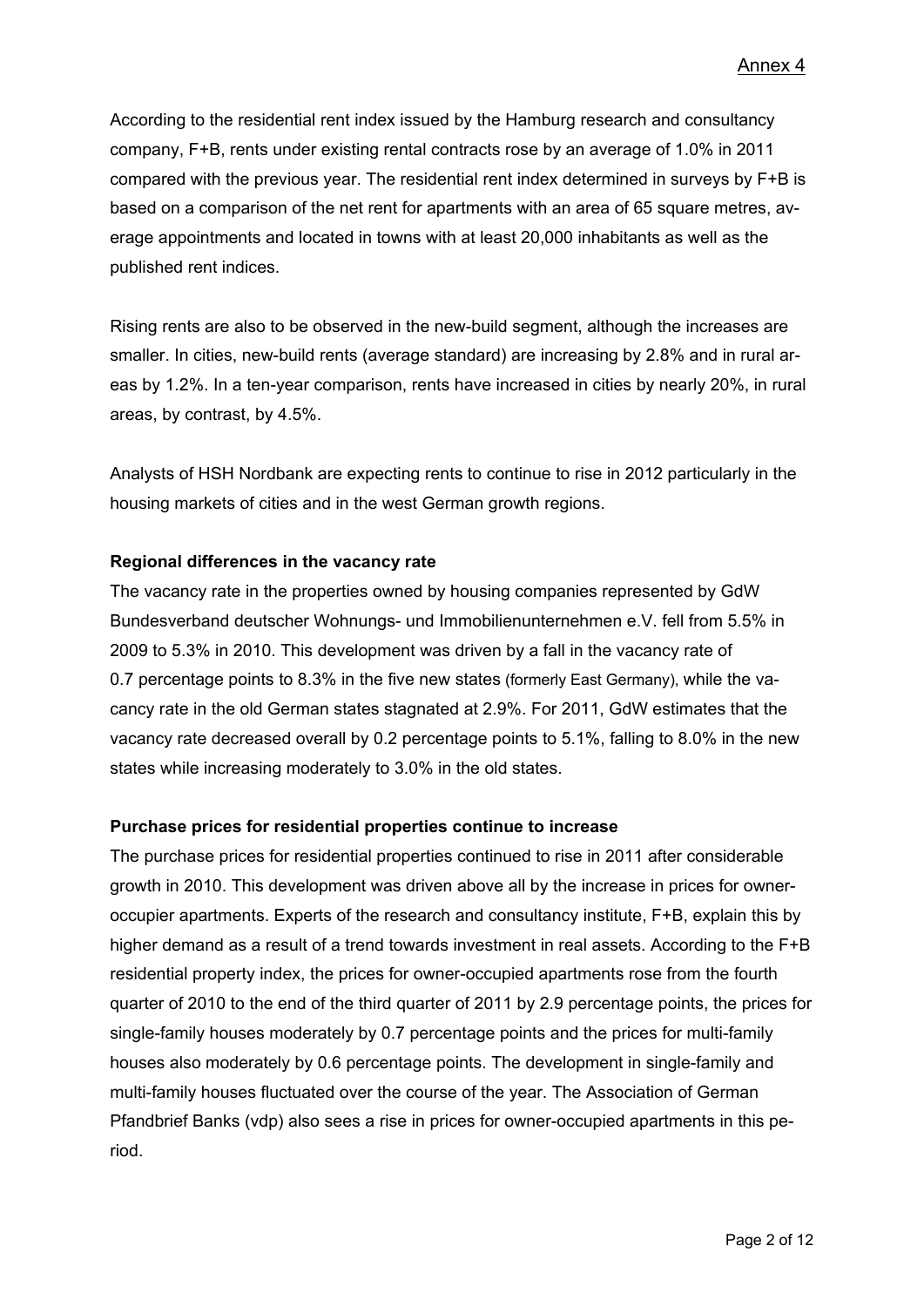According to the residential rent index issued by the Hamburg research and consultancy company, F+B, rents under existing rental contracts rose by an average of 1.0% in 2011 compared with the previous year. The residential rent index determined in surveys by F+B is based on a comparison of the net rent for apartments with an area of 65 square metres, average appointments and located in towns with at least 20,000 inhabitants as well as the published rent indices.

Rising rents are also to be observed in the new-build segment, although the increases are smaller. In cities, new-build rents (average standard) are increasing by 2.8% and in rural areas by 1.2%. In a ten-year comparison, rents have increased in cities by nearly 20%, in rural areas, by contrast, by 4.5%.

Analysts of HSH Nordbank are expecting rents to continue to rise in 2012 particularly in the housing markets of cities and in the west German growth regions.

**Regional differences in the vacancy rate**

The vacancy rate in the properties owned by housing companies represented by GdW Bundesverband deutscher Wohnungs- und Immobilienunternehmen e.V. fell from 5.5% in 2009 to 5.3% in 2010. This development was driven by a fall in the vacancy rate of 0.7 percentage points to 8.3% in the five new states (formerly East Germany), while the vacancy rate in the old German states stagnated at 2.9%. For 2011, GdW estimates that the vacancy rate decreased overall by 0.2 percentage points to 5.1%, falling to 8.0% in the new states while increasing moderately to 3.0% in the old states.

**Purchase prices for residential properties continue to increase**

The purchase prices for residential properties continued to rise in 2011 after considerable growth in 2010. This development was driven above all by the increase in prices for owner-occupier apartments. Experts of the research and consultancy institute, F+B, explain this by higher demand as a result of a trend towards investment in real assets. According to the F+B residential property index, the prices for owner-occupied apartments rose from the fourth quarter of 2010 to the end of the third quarter of 2011 by 2.9 percentage points, the prices for single-family houses moderately by 0.7 percentage points and the prices for multi-family houses also moderately by 0.6 percentage points. The development in single-family and multi-family houses fluctuated over the course of the year. The Association of German Pfandbrief Banks (vdp) also sees a rise in prices for owner-occupied apartments in this period.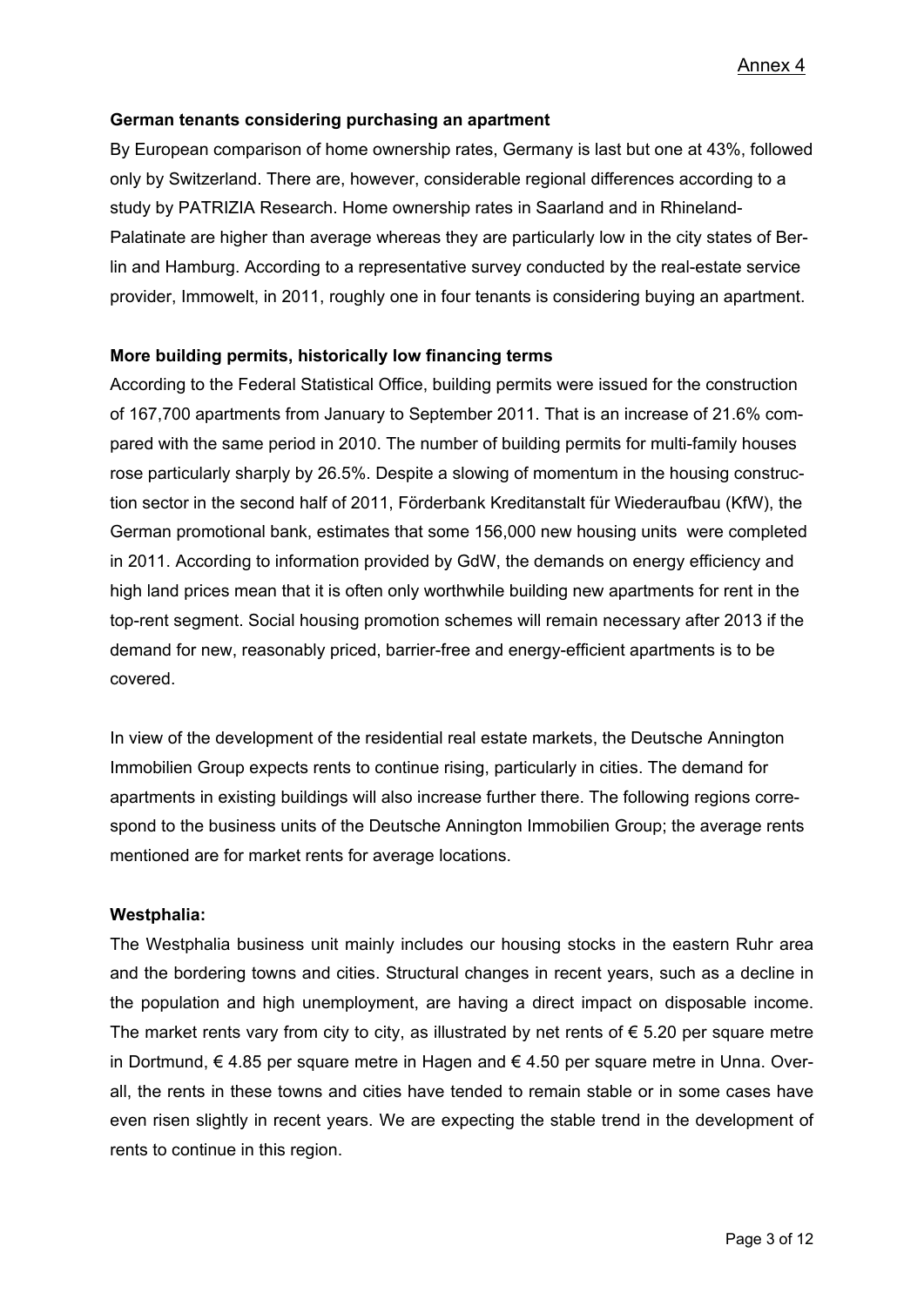Annex 4

**German tenants considering purchasing an apartment**

By European comparison of home ownership rates, Germany is last but one at 43%, followed only by Switzerland. There are, however, considerable regional differences according to a study by PATRIZIA Research. Home ownership rates in Saarland and in Rhineland-Palatinate are higher than average whereas they are particularly low in the city states of Berlin and Hamburg. According to a representative survey conducted by the real-estate service provider, Immowelt, in 2011, roughly one in four tenants is considering buying an apartment.

**More building permits, historically low financing terms**

According to the Federal Statistical Office, building permits were issued for the construction of 167,700 apartments from January to September 2011. That is an increase of 21.6% compared with the same period in 2010. The number of building permits for multi-family houses rose particularly sharply by 26.5%. Despite a slowing of momentum in the housing construction sector in the second half of 2011, Förderbank Kreditanstalt für Wiederaufbau (KfW), the German promotional bank, estimates that some 156,000 new housing units were completed in 2011. According to information provided by GdW, the demands on energy efficiency and high land prices mean that it is often only worthwhile building new apartments for rent in the top-rent segment. Social housing promotion schemes will remain necessary after 2013 if the demand for new, reasonably priced, barrier-free and energy-efficient apartments is to be covered.

In view of the development of the residential real estate markets, the Deutsche Annington Immobilien Group expects rents to continue rising, particularly in cities. The demand for apartments in existing buildings will also increase further there. The following regions correspond to the business units of the Deutsche Annington Immobilien Group; the average rents mentioned are for market rents for average locations.

**Westphalia:**

The Westphalia business unit mainly includes our housing stocks in the eastern Ruhr area and the bordering towns and cities. Structural changes in recent years, such as a decline in the population and high unemployment, are having a direct impact on disposable income. The market rents vary from city to city, as illustrated by net rents of € 5.20 per square metre in Dortmund, € 4.85 per square metre in Hagen and € 4.50 per square metre in Unna. Overall, the rents in these towns and cities have tended to remain stable or in some cases have even risen slightly in recent years. We are expecting the stable trend in the development of rents to continue in this region.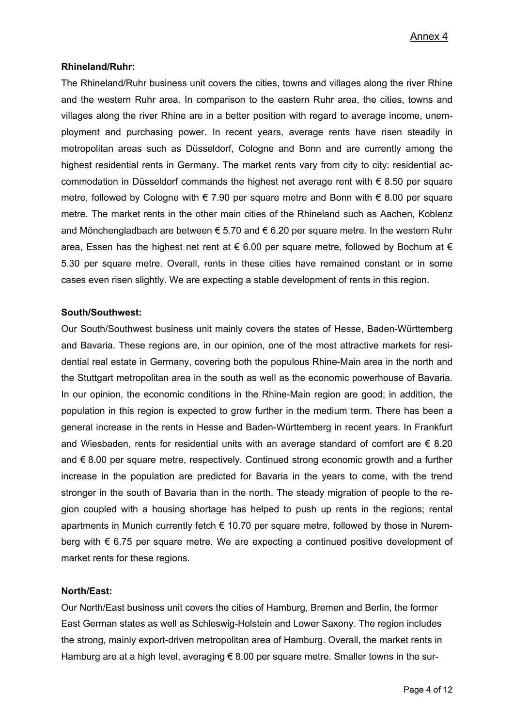Annex 4

**Rhineland/Ruhr:**

The Rhineland/Ruhr business unit covers the cities, towns and villages along the river Rhine and the western Ruhr area. In comparison to the eastern Ruhr area, the cities, towns and villages along the river Rhine are in a better position with regard to average income, unemployment and purchasing power. In recent years, average rents have risen steadily in metropolitan areas such as Düsseldorf, Cologne and Bonn and are currently among the highest residential rents in Germany. The market rents vary from city to city: residential accommodation in Düsseldorf commands the highest net average rent with € 8.50 per square metre, followed by Cologne with € 7.90 per square metre and Bonn with € 8.00 per square metre. The market rents in the other main cities of the Rhineland such as Aachen, Koblenz and Mönchengladbach are between € 5.70 and € 6.20 per square metre. In the western Ruhr area, Essen has the highest net rent at € 6.00 per square metre, followed by Bochum at € 5.30 per square metre. Overall, rents in these cities have remained constant or in some cases even risen slightly. We are expecting a stable development of rents in this region.

**South/Southwest:**

Our South/Southwest business unit mainly covers the states of Hesse, Baden-Württemberg and Bavaria. These regions are, in our opinion, one of the most attractive markets for residential real estate in Germany, covering both the populous Rhine-Main area in the north and the Stuttgart metropolitan area in the south as well as the economic powerhouse of Bavaria. In our opinion, the economic conditions in the Rhine-Main region are good; in addition, the population in this region is expected to grow further in the medium term. There has been a general increase in the rents in Hesse and Baden-Württemberg in recent years. In Frankfurt and Wiesbaden, rents for residential units with an average standard of comfort are € 8.20 and € 8.00 per square metre, respectively. Continued strong economic growth and a further increase in the population are predicted for Bavaria in the years to come, with the trend stronger in the south of Bavaria than in the north. The steady migration of people to the region coupled with a housing shortage has helped to push up rents in the regions; rental apartments in Munich currently fetch € 10.70 per square metre, followed by those in Nuremberg with € 6.75 per square metre. We are expecting a continued positive development of market rents for these regions.

**North/East:**

Our North/East business unit covers the cities of Hamburg, Bremen and Berlin, the former East German states as well as Schleswig-Holstein and Lower Saxony. The region includes the strong, mainly export-driven metropolitan area of Hamburg. Overall, the market rents in Hamburg are at a high level, averaging € 8.00 per square metre. Smaller towns in the sur-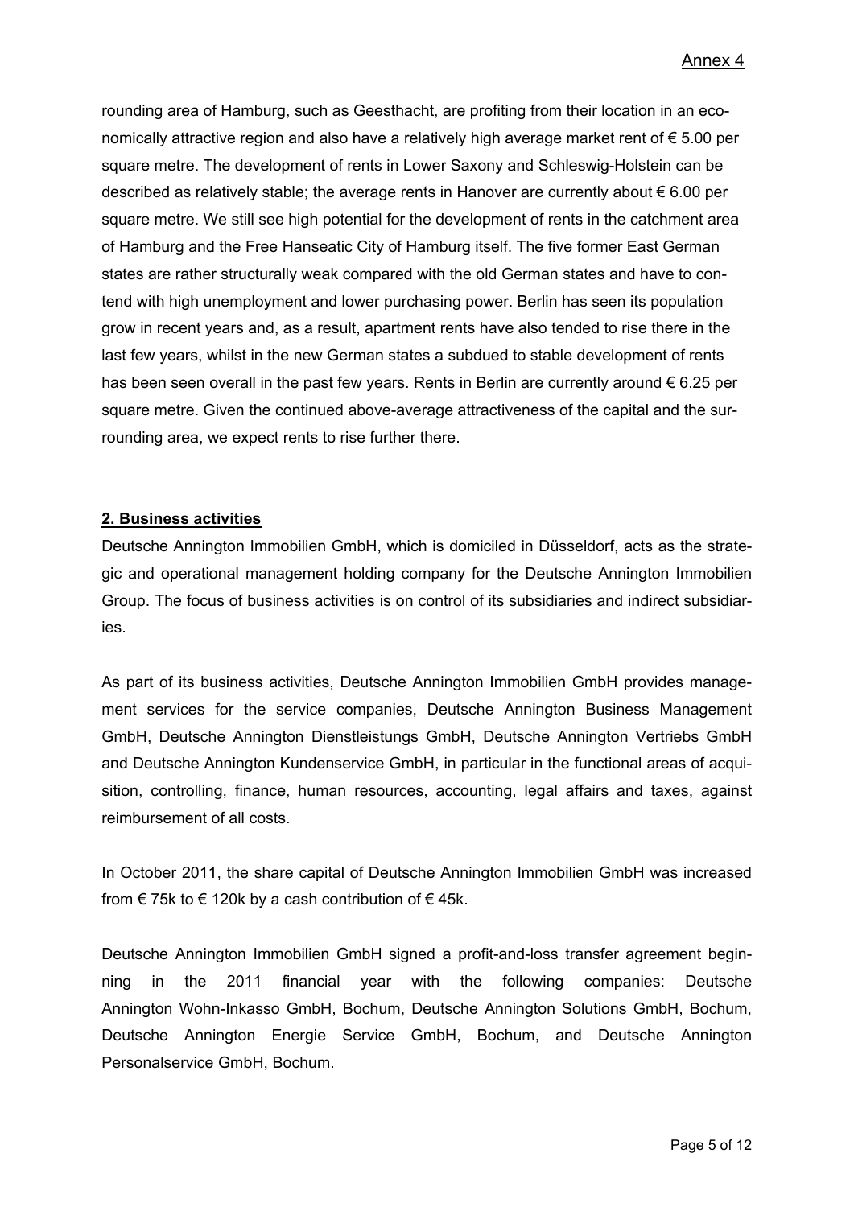rounding area of Hamburg, such as Geesthacht, are profiting from their location in an economically attractive region and also have a relatively high average market rent of € 5.00 per square metre. The development of rents in Lower Saxony and Schleswig-Holstein can be described as relatively stable; the average rents in Hanover are currently about € 6.00 per square metre. We still see high potential for the development of rents in the catchment area of Hamburg and the Free Hanseatic City of Hamburg itself. The five former East German states are rather structurally weak compared with the old German states and have to contend with high unemployment and lower purchasing power. Berlin has seen its population grow in recent years and, as a result, apartment rents have also tended to rise there in the last few years, whilst in the new German states a subdued to stable development of rents has been seen overall in the past few years. Rents in Berlin are currently around € 6.25 per square metre. Given the continued above-average attractiveness of the capital and the surrounding area, we expect rents to rise further there.

## 2. Business activities

Deutsche Annington Immobilien GmbH, which is domiciled in Düsseldorf, acts as the strategic and operational management holding company for the Deutsche Annington Immobilien Group. The focus of business activities is on control of its subsidiaries and indirect subsidiaries.

As part of its business activities, Deutsche Annington Immobilien GmbH provides management services for the service companies, Deutsche Annington Business Management GmbH, Deutsche Annington Dienstleistungs GmbH, Deutsche Annington Vertriebs GmbH and Deutsche Annington Kundenservice GmbH, in particular in the functional areas of acquisition, controlling, finance, human resources, accounting, legal affairs and taxes, against reimbursement of all costs.

In October 2011, the share capital of Deutsche Annington Immobilien GmbH was increased from € 75k to € 120k by a cash contribution of € 45k.

Deutsche Annington Immobilien GmbH signed a profit-and-loss transfer agreement beginning in the 2011 financial year with the following companies: Deutsche Annington Wohn-Inkasso GmbH, Bochum, Deutsche Annington Solutions GmbH, Bochum, Deutsche Annington Energie Service GmbH, Bochum, and Deutsche Annington Personalservice GmbH, Bochum.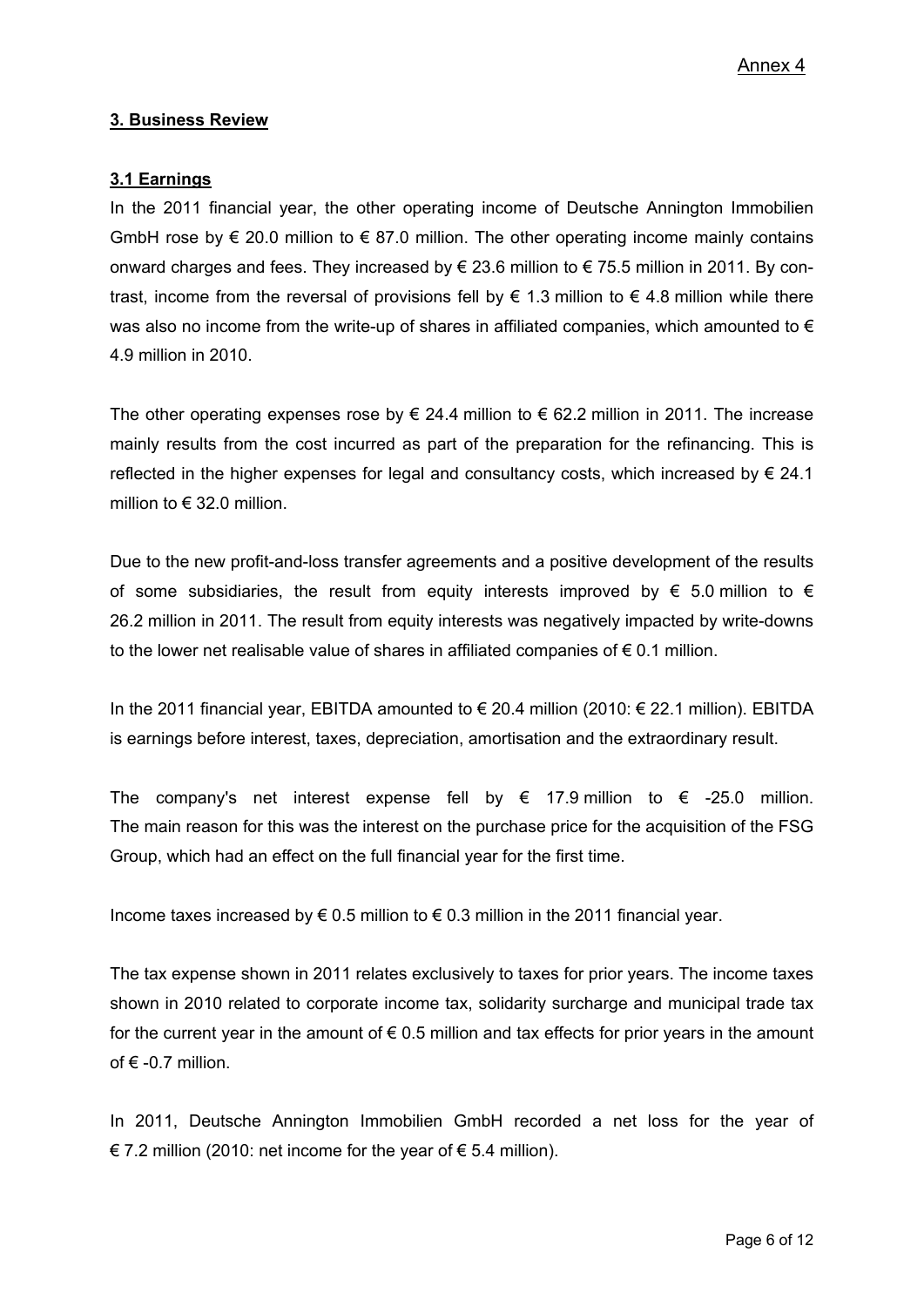## 3. Business Review

### 3.1 Earnings

In the 2011 financial year, the other operating income of Deutsche Annington Immobilien GmbH rose by € 20.0 million to € 87.0 million. The other operating income mainly contains onward charges and fees. They increased by € 23.6 million to € 75.5 million in 2011. By contrast, income from the reversal of provisions fell by € 1.3 million to € 4.8 million while there was also no income from the write-up of shares in affiliated companies, which amounted to € 4.9 million in 2010.

The other operating expenses rose by € 24.4 million to € 62.2 million in 2011. The increase mainly results from the cost incurred as part of the preparation for the refinancing. This is reflected in the higher expenses for legal and consultancy costs, which increased by € 24.1 million to € 32.0 million.

Due to the new profit-and-loss transfer agreements and a positive development of the results of some subsidiaries, the result from equity interests improved by € 5.0 million to € 26.2 million in 2011. The result from equity interests was negatively impacted by write-downs to the lower net realisable value of shares in affiliated companies of € 0.1 million.

In the 2011 financial year, EBITDA amounted to € 20.4 million (2010: € 22.1 million). EBITDA is earnings before interest, taxes, depreciation, amortisation and the extraordinary result.

The company's net interest expense fell by € 17.9 million to € -25.0 million. The main reason for this was the interest on the purchase price for the acquisition of the FSG Group, which had an effect on the full financial year for the first time.

Income taxes increased by € 0.5 million to € 0.3 million in the 2011 financial year.

The tax expense shown in 2011 relates exclusively to taxes for prior years. The income taxes shown in 2010 related to corporate income tax, solidarity surcharge and municipal trade tax for the current year in the amount of € 0.5 million and tax effects for prior years in the amount of € -0.7 million.

In 2011, Deutsche Annington Immobilien GmbH recorded a net loss for the year of € 7.2 million (2010: net income for the year of € 5.4 million).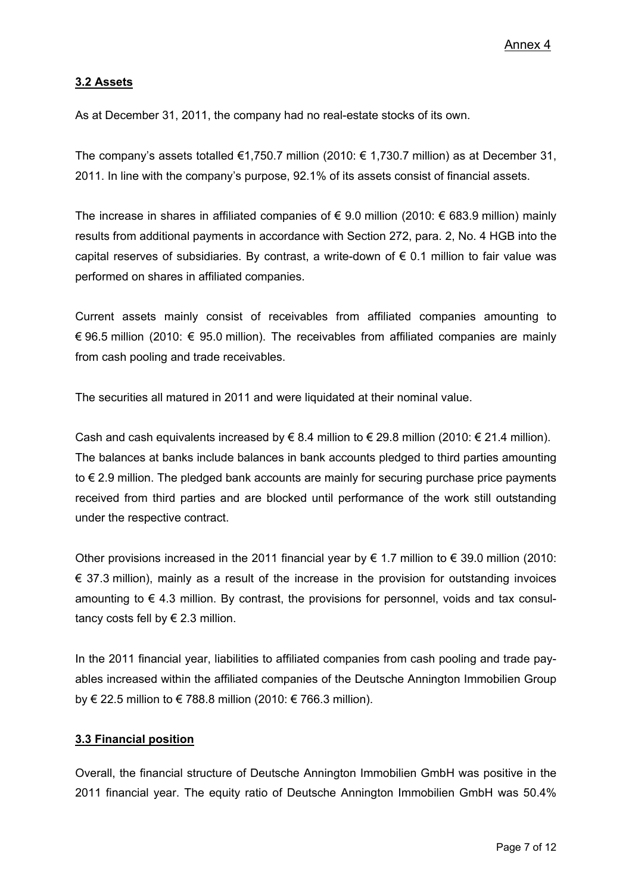Annex 4

### 3.2 Assets

As at December 31, 2011, the company had no real-estate stocks of its own.

The company's assets totalled €1,750.7 million (2010: € 1,730.7 million) as at December 31, 2011. In line with the company's purpose, 92.1% of its assets consist of financial assets.

The increase in shares in affiliated companies of € 9.0 million (2010: € 683.9 million) mainly results from additional payments in accordance with Section 272, para. 2, No. 4 HGB into the capital reserves of subsidiaries. By contrast, a write-down of € 0.1 million to fair value was performed on shares in affiliated companies.

Current assets mainly consist of receivables from affiliated companies amounting to € 96.5 million (2010: € 95.0 million). The receivables from affiliated companies are mainly from cash pooling and trade receivables.

The securities all matured in 2011 and were liquidated at their nominal value.

Cash and cash equivalents increased by € 8.4 million to € 29.8 million (2010: € 21.4 million). The balances at banks include balances in bank accounts pledged to third parties amounting to € 2.9 million. The pledged bank accounts are mainly for securing purchase price payments received from third parties and are blocked until performance of the work still outstanding under the respective contract.

Other provisions increased in the 2011 financial year by € 1.7 million to € 39.0 million (2010: € 37.3 million), mainly as a result of the increase in the provision for outstanding invoices amounting to € 4.3 million. By contrast, the provisions for personnel, voids and tax consultancy costs fell by € 2.3 million.

In the 2011 financial year, liabilities to affiliated companies from cash pooling and trade payables increased within the affiliated companies of the Deutsche Annington Immobilien Group by € 22.5 million to € 788.8 million (2010: € 766.3 million).

### 3.3 Financial position

Overall, the financial structure of Deutsche Annington Immobilien GmbH was positive in the 2011 financial year. The equity ratio of Deutsche Annington Immobilien GmbH was 50.4%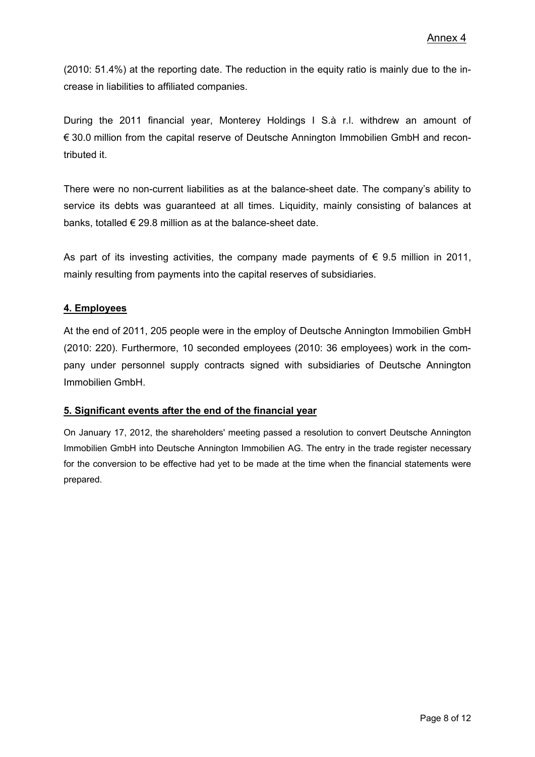(2010: 51.4%) at the reporting date. The reduction in the equity ratio is mainly due to the increase in liabilities to affiliated companies.

During the 2011 financial year, Monterey Holdings I S.à r.l. withdrew an amount of € 30.0 million from the capital reserve of Deutsche Annington Immobilien GmbH and recontributed it.

There were no non-current liabilities as at the balance-sheet date. The company's ability to service its debts was guaranteed at all times. Liquidity, mainly consisting of balances at banks, totalled € 29.8 million as at the balance-sheet date.

As part of its investing activities, the company made payments of € 9.5 million in 2011, mainly resulting from payments into the capital reserves of subsidiaries.

## 4. Employees

At the end of 2011, 205 people were in the employ of Deutsche Annington Immobilien GmbH (2010: 220). Furthermore, 10 seconded employees (2010: 36 employees) work in the company under personnel supply contracts signed with subsidiaries of Deutsche Annington Immobilien GmbH.

## 5. Significant events after the end of the financial year

On January 17, 2012, the shareholders' meeting passed a resolution to convert Deutsche Annington Immobilien GmbH into Deutsche Annington Immobilien AG. The entry in the trade register necessary for the conversion to be effective had yet to be made at the time when the financial statements were prepared.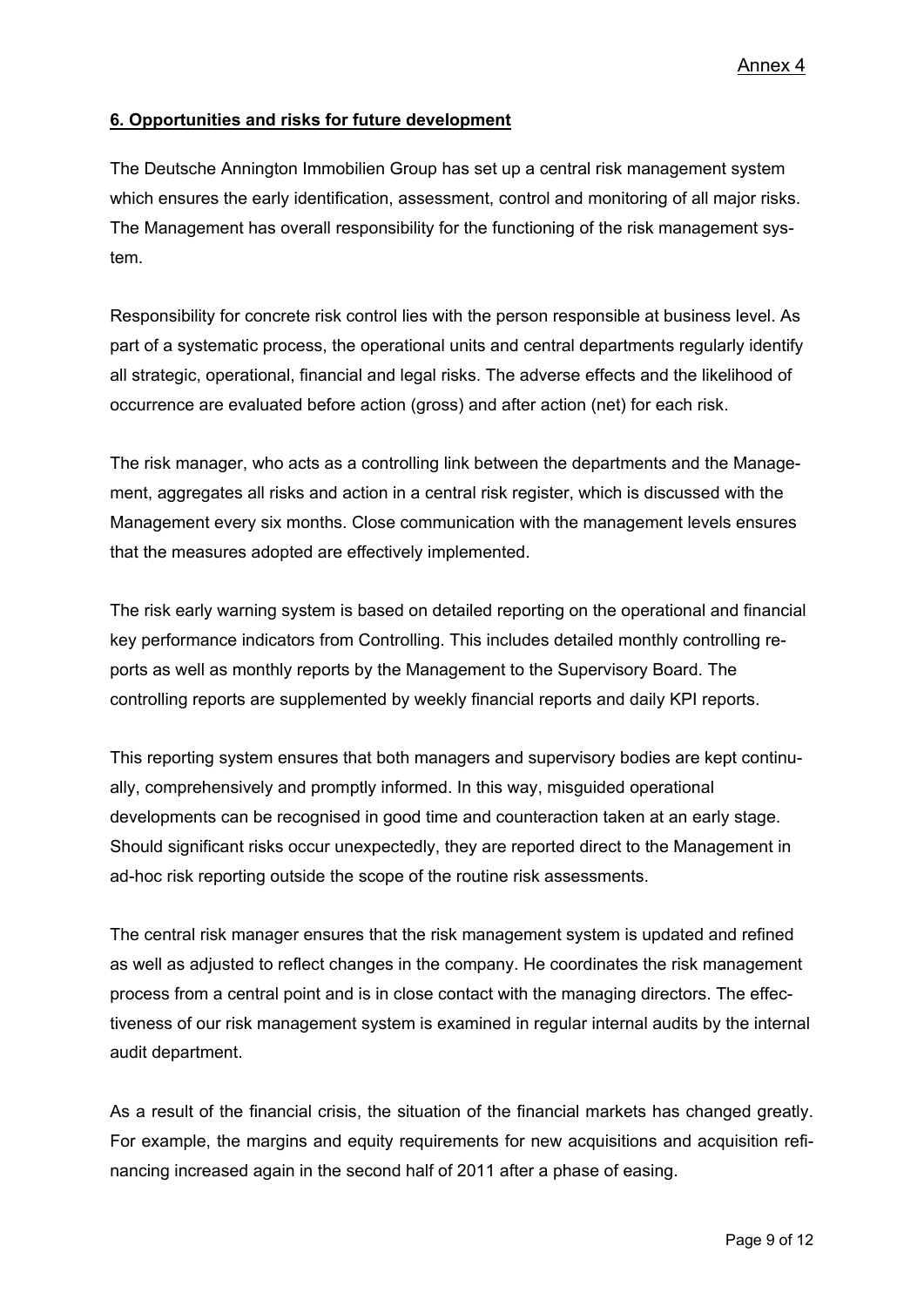Annex 4

## 6. Opportunities and risks for future development

The Deutsche Annington Immobilien Group has set up a central risk management system which ensures the early identification, assessment, control and monitoring of all major risks. The Management has overall responsibility for the functioning of the risk management system.

Responsibility for concrete risk control lies with the person responsible at business level. As part of a systematic process, the operational units and central departments regularly identify all strategic, operational, financial and legal risks. The adverse effects and the likelihood of occurrence are evaluated before action (gross) and after action (net) for each risk.

The risk manager, who acts as a controlling link between the departments and the Management, aggregates all risks and action in a central risk register, which is discussed with the Management every six months. Close communication with the management levels ensures that the measures adopted are effectively implemented.

The risk early warning system is based on detailed reporting on the operational and financial key performance indicators from Controlling. This includes detailed monthly controlling reports as well as monthly reports by the Management to the Supervisory Board. The controlling reports are supplemented by weekly financial reports and daily KPI reports.

This reporting system ensures that both managers and supervisory bodies are kept continually, comprehensively and promptly informed. In this way, misguided operational developments can be recognised in good time and counteraction taken at an early stage. Should significant risks occur unexpectedly, they are reported direct to the Management in ad-hoc risk reporting outside the scope of the routine risk assessments.

The central risk manager ensures that the risk management system is updated and refined as well as adjusted to reflect changes in the company. He coordinates the risk management process from a central point and is in close contact with the managing directors. The effectiveness of our risk management system is examined in regular internal audits by the internal audit department.

As a result of the financial crisis, the situation of the financial markets has changed greatly. For example, the margins and equity requirements for new acquisitions and acquisition refinancing increased again in the second half of 2011 after a phase of easing.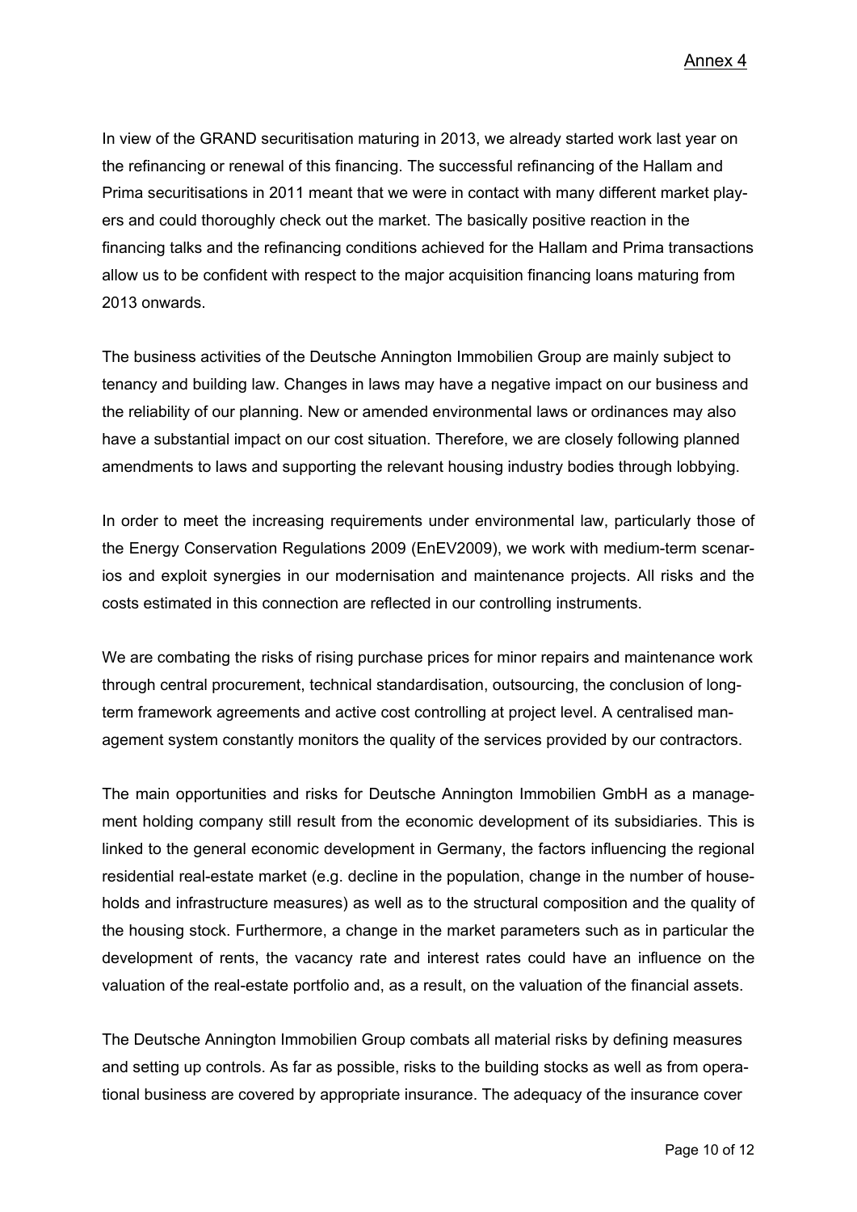In view of the GRAND securitisation maturing in 2013, we already started work last year on the refinancing or renewal of this financing. The successful refinancing of the Hallam and Prima securitisations in 2011 meant that we were in contact with many different market players and could thoroughly check out the market. The basically positive reaction in the financing talks and the refinancing conditions achieved for the Hallam and Prima transactions allow us to be confident with respect to the major acquisition financing loans maturing from 2013 onwards.

The business activities of the Deutsche Annington Immobilien Group are mainly subject to tenancy and building law. Changes in laws may have a negative impact on our business and the reliability of our planning. New or amended environmental laws or ordinances may also have a substantial impact on our cost situation. Therefore, we are closely following planned amendments to laws and supporting the relevant housing industry bodies through lobbying.

In order to meet the increasing requirements under environmental law, particularly those of the Energy Conservation Regulations 2009 (EnEV2009), we work with medium-term scenarios and exploit synergies in our modernisation and maintenance projects. All risks and the costs estimated in this connection are reflected in our controlling instruments.

We are combating the risks of rising purchase prices for minor repairs and maintenance work through central procurement, technical standardisation, outsourcing, the conclusion of long-term framework agreements and active cost controlling at project level. A centralised management system constantly monitors the quality of the services provided by our contractors.

The main opportunities and risks for Deutsche Annington Immobilien GmbH as a management holding company still result from the economic development of its subsidiaries. This is linked to the general economic development in Germany, the factors influencing the regional residential real-estate market (e.g. decline in the population, change in the number of households and infrastructure measures) as well as to the structural composition and the quality of the housing stock. Furthermore, a change in the market parameters such as in particular the development of rents, the vacancy rate and interest rates could have an influence on the valuation of the real-estate portfolio and, as a result, on the valuation of the financial assets.

The Deutsche Annington Immobilien Group combats all material risks by defining measures and setting up controls. As far as possible, risks to the building stocks as well as from operational business are covered by appropriate insurance. The adequacy of the insurance cover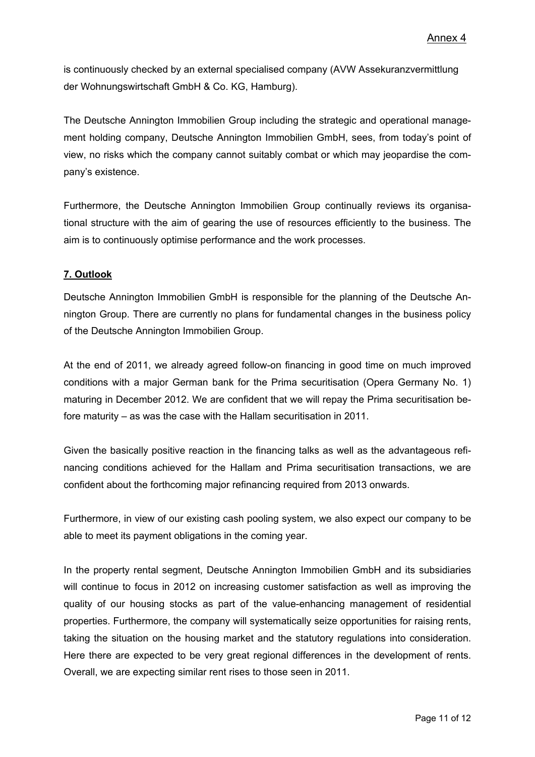is continuously checked by an external specialised company (AVW Assekuranzvermittlung der Wohnungswirtschaft GmbH & Co. KG, Hamburg).

The Deutsche Annington Immobilien Group including the strategic and operational management holding company, Deutsche Annington Immobilien GmbH, sees, from today's point of view, no risks which the company cannot suitably combat or which may jeopardise the company's existence.

Furthermore, the Deutsche Annington Immobilien Group continually reviews its organisational structure with the aim of gearing the use of resources efficiently to the business. The aim is to continuously optimise performance and the work processes.

## 7. Outlook

Deutsche Annington Immobilien GmbH is responsible for the planning of the Deutsche Annington Group. There are currently no plans for fundamental changes in the business policy of the Deutsche Annington Immobilien Group.

At the end of 2011, we already agreed follow-on financing in good time on much improved conditions with a major German bank for the Prima securitisation (Opera Germany No. 1) maturing in December 2012. We are confident that we will repay the Prima securitisation before maturity – as was the case with the Hallam securitisation in 2011.

Given the basically positive reaction in the financing talks as well as the advantageous refinancing conditions achieved for the Hallam and Prima securitisation transactions, we are confident about the forthcoming major refinancing required from 2013 onwards.

Furthermore, in view of our existing cash pooling system, we also expect our company to be able to meet its payment obligations in the coming year.

In the property rental segment, Deutsche Annington Immobilien GmbH and its subsidiaries will continue to focus in 2012 on increasing customer satisfaction as well as improving the quality of our housing stocks as part of the value-enhancing management of residential properties. Furthermore, the company will systematically seize opportunities for raising rents, taking the situation on the housing market and the statutory regulations into consideration. Here there are expected to be very great regional differences in the development of rents. Overall, we are expecting similar rent rises to those seen in 2011.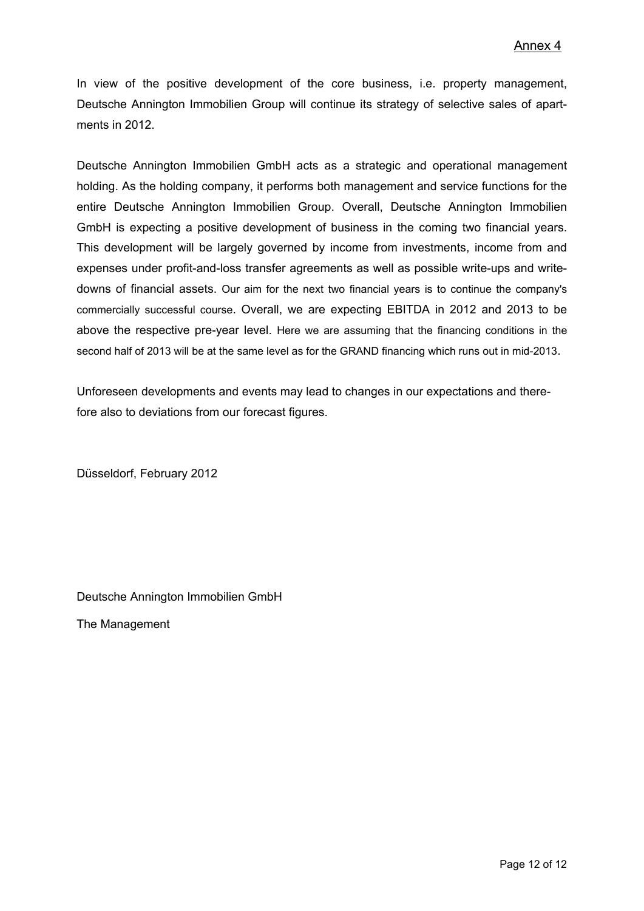Annex 4

In view of the positive development of the core business, i.e. property management, Deutsche Annington Immobilien Group will continue its strategy of selective sales of apartments in 2012.

Deutsche Annington Immobilien GmbH acts as a strategic and operational management holding. As the holding company, it performs both management and service functions for the entire Deutsche Annington Immobilien Group. Overall, Deutsche Annington Immobilien GmbH is expecting a positive development of business in the coming two financial years. This development will be largely governed by income from investments, income from and expenses under profit-and-loss transfer agreements as well as possible write-ups and write-downs of financial assets. Our aim for the next two financial years is to continue the company's commercially successful course. Overall, we are expecting EBITDA in 2012 and 2013 to be above the respective pre-year level. Here we are assuming that the financing conditions in the second half of 2013 will be at the same level as for the GRAND financing which runs out in mid-2013.

Unforeseen developments and events may lead to changes in our expectations and therefore also to deviations from our forecast figures.

Düsseldorf, February 2012

Deutsche Annington Immobilien GmbH

The Management